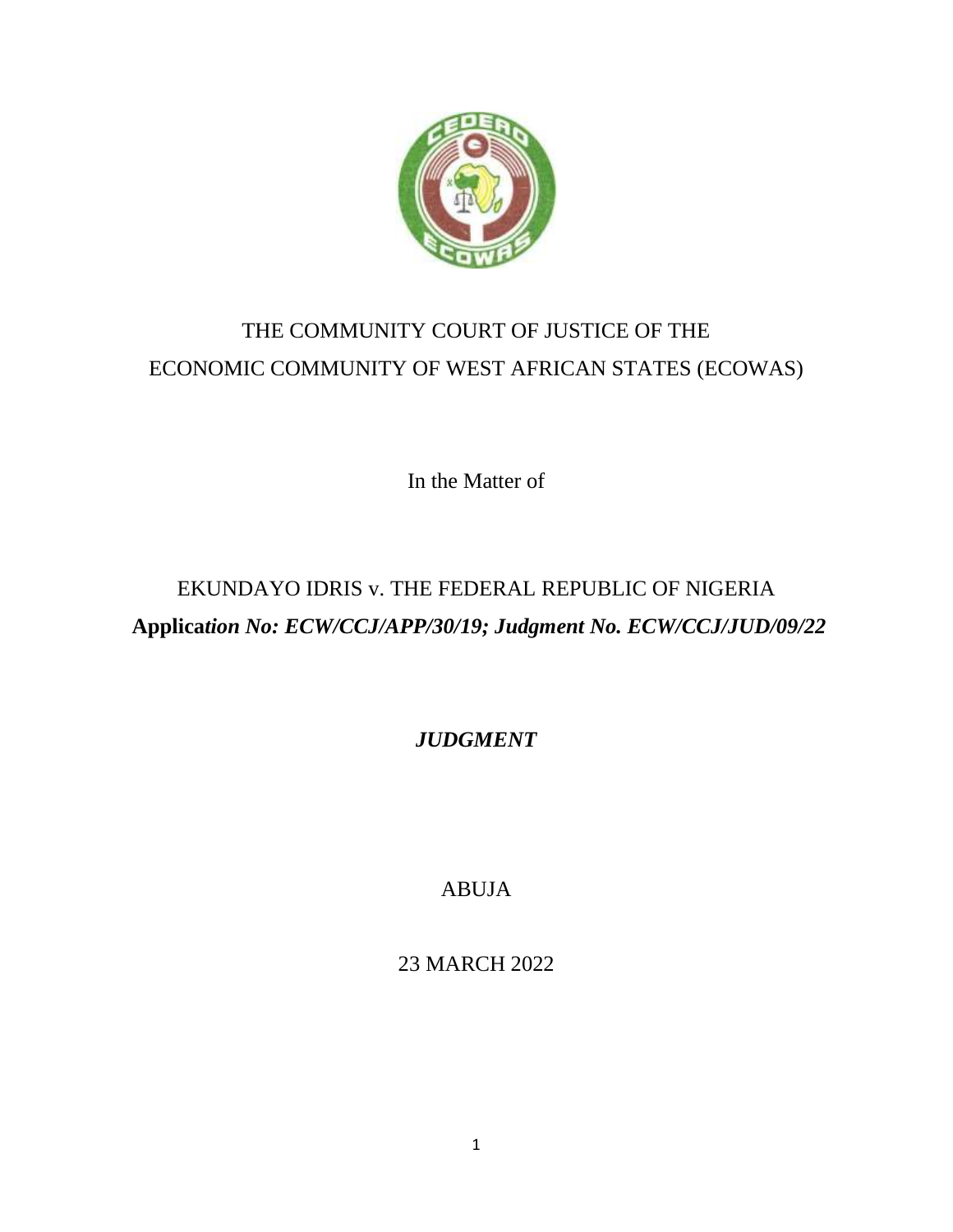THE COMMUNITY COURT OF JUSTICE OF THE
ECONOMIC COMMUNITY OF WEST AFRICAN STATES (ECOWAS)

In the Matter of

EKUNDAYO IDRIS v. THE FEDERAL REPUBLIC OF NIGERIA

**Applic*ation No: ECW/CCJ/APP/30/19; Judgment No. ECW/CCJ/JUD/09/22***

***JUDGMENT***

ABUJA

23 MARCH 2022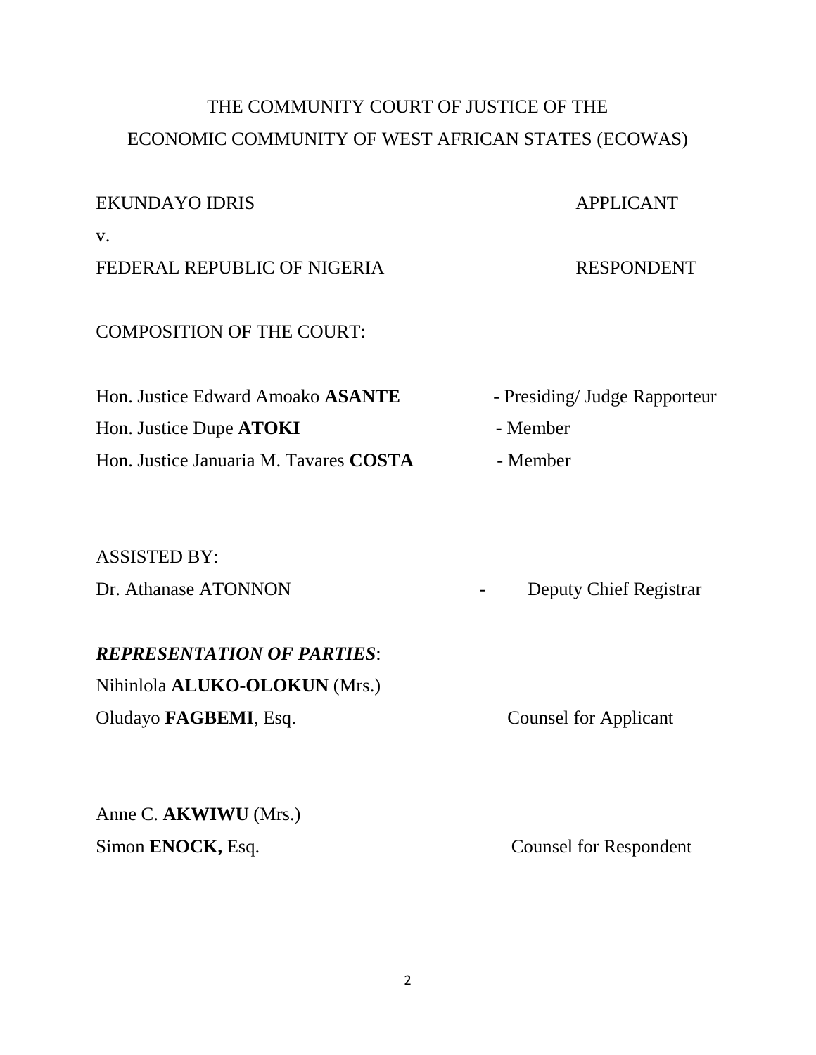# THE COMMUNITY COURT OF JUSTICE OF THE ECOWAS

## ECONOMIC COMMUNITY OF WEST AFRICAN STATES (ECOWAS)

EKUNDAYO IDRIS APPLICANT

v.

FEDERAL REPUBLIC OF NIGERIA RESPONDENT

COMPOSITION OF THE COURT:

Hon. Justice Edward Amoako **ASANTE** - Presiding/ Judge Rapporteur

Hon. Justice Dupe **ATOKI** - Member

Hon. Justice Januaria M. Tavares **COSTA** - Member

ASSISTED BY:

Dr. Athanase ATONNON - Deputy Chief Registrar

***REPRESENTATION OF PARTIES***:

Nihinlola **ALUKO-OLOKUN** (Mrs.)

Oludayo **FAGBEMI**, Esq. Counsel for Applicant

Anne C. **AKWIWU** (Mrs.)

Simon **ENOCK,** Esq. Counsel for Respondent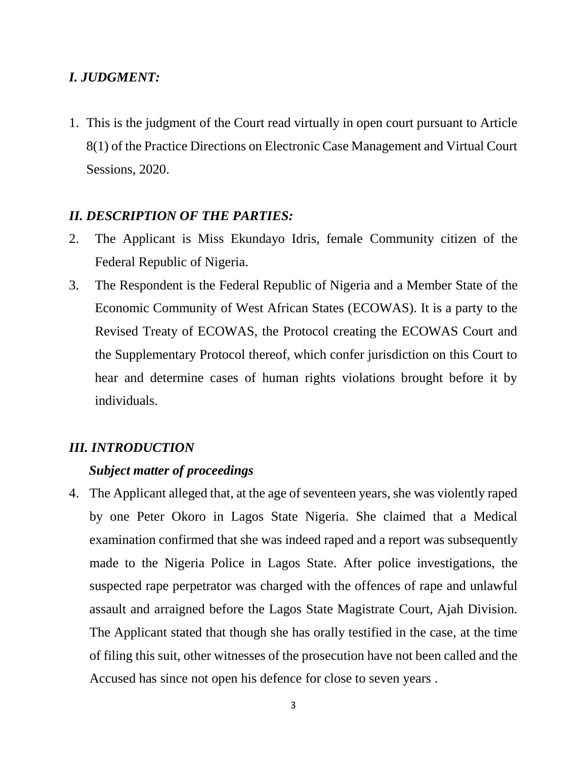## *I. JUDGMENT:*

1. This is the judgment of the Court read virtually in open court pursuant to Article 8(1) of the Practice Directions on Electronic Case Management and Virtual Court Sessions, 2020.

## *II. DESCRIPTION OF THE PARTIES:*

2. The Applicant is Miss Ekundayo Idris, female Community citizen of the Federal Republic of Nigeria.
3. The Respondent is the Federal Republic of Nigeria and a Member State of the Economic Community of West African States (ECOWAS). It is a party to the Revised Treaty of ECOWAS, the Protocol creating the ECOWAS Court and the Supplementary Protocol thereof, which confer jurisdiction on this Court to hear and determine cases of human rights violations brought before it by individuals.

## *III. INTRODUCTION*

### *Subject matter of proceedings*

4. The Applicant alleged that, at the age of seventeen years, she was violently raped by one Peter Okoro in Lagos State Nigeria. She claimed that a Medical examination confirmed that she was indeed raped and a report was subsequently made to the Nigeria Police in Lagos State. After police investigations, the suspected rape perpetrator was charged with the offences of rape and unlawful assault and arraigned before the Lagos State Magistrate Court, Ajah Division. The Applicant stated that though she has orally testified in the case, at the time of filing this suit, other witnesses of the prosecution have not been called and the Accused has since not open his defence for close to seven years .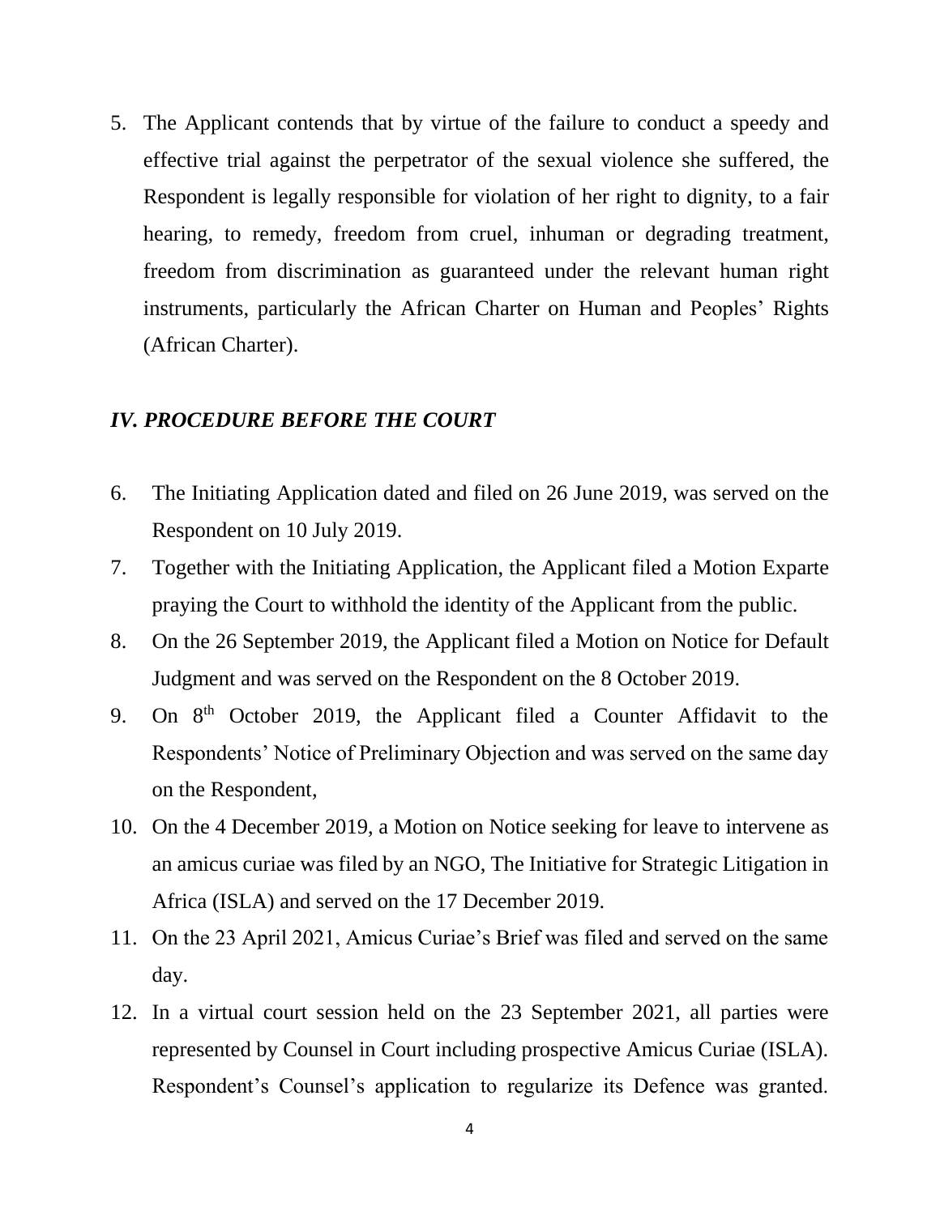5. The Applicant contends that by virtue of the failure to conduct a speedy and effective trial against the perpetrator of the sexual violence she suffered, the Respondent is legally responsible for violation of her right to dignity, to a fair hearing, to remedy, freedom from cruel, inhuman or degrading treatment, freedom from discrimination as guaranteed under the relevant human right instruments, particularly the African Charter on Human and Peoples' Rights (African Charter).

## *IV. PROCEDURE BEFORE THE COURT*

6. The Initiating Application dated and filed on 26 June 2019, was served on the Respondent on 10 July 2019.
7. Together with the Initiating Application, the Applicant filed a Motion Exparte praying the Court to withhold the identity of the Applicant from the public.
8. On the 26 September 2019, the Applicant filed a Motion on Notice for Default Judgment and was served on the Respondent on the 8 October 2019.
9. On 8th October 2019, the Applicant filed a Counter Affidavit to the Respondents' Notice of Preliminary Objection and was served on the same day on the Respondent,
10. On the 4 December 2019, a Motion on Notice seeking for leave to intervene as an amicus curiae was filed by an NGO, The Initiative for Strategic Litigation in Africa (ISLA) and served on the 17 December 2019.
11. On the 23 April 2021, Amicus Curiae's Brief was filed and served on the same day.
12. In a virtual court session held on the 23 September 2021, all parties were represented by Counsel in Court including prospective Amicus Curiae (ISLA). Respondent's Counsel's application to regularize its Defence was granted.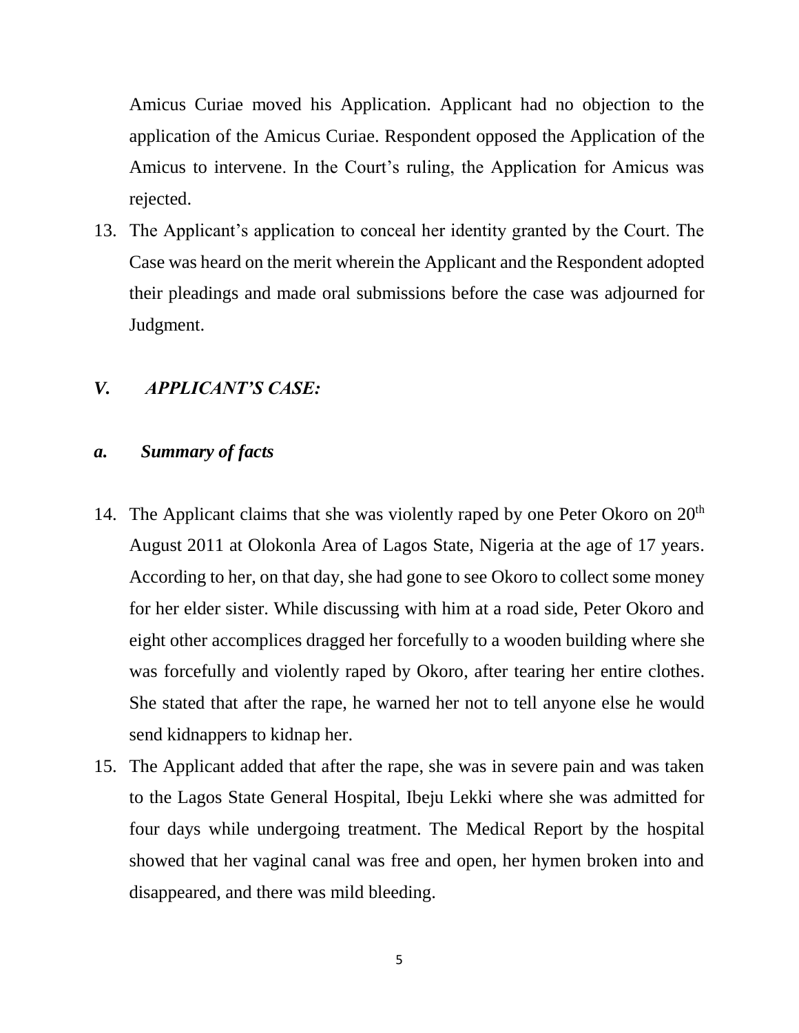Amicus Curiae moved his Application. Applicant had no objection to the application of the Amicus Curiae. Respondent opposed the Application of the Amicus to intervene. In the Court's ruling, the Application for Amicus was rejected.

13. The Applicant's application to conceal her identity granted by the Court. The Case was heard on the merit wherein the Applicant and the Respondent adopted their pleadings and made oral submissions before the case was adjourned for Judgment.

## *V. APPLICANT'S CASE:*

### *a. Summary of facts*

14. The Applicant claims that she was violently raped by one Peter Okoro on 20th August 2011 at Olokonla Area of Lagos State, Nigeria at the age of 17 years. According to her, on that day, she had gone to see Okoro to collect some money for her elder sister. While discussing with him at a road side, Peter Okoro and eight other accomplices dragged her forcefully to a wooden building where she was forcefully and violently raped by Okoro, after tearing her entire clothes. She stated that after the rape, he warned her not to tell anyone else he would send kidnappers to kidnap her.

15. The Applicant added that after the rape, she was in severe pain and was taken to the Lagos State General Hospital, Ibeju Lekki where she was admitted for four days while undergoing treatment. The Medical Report by the hospital showed that her vaginal canal was free and open, her hymen broken into and disappeared, and there was mild bleeding.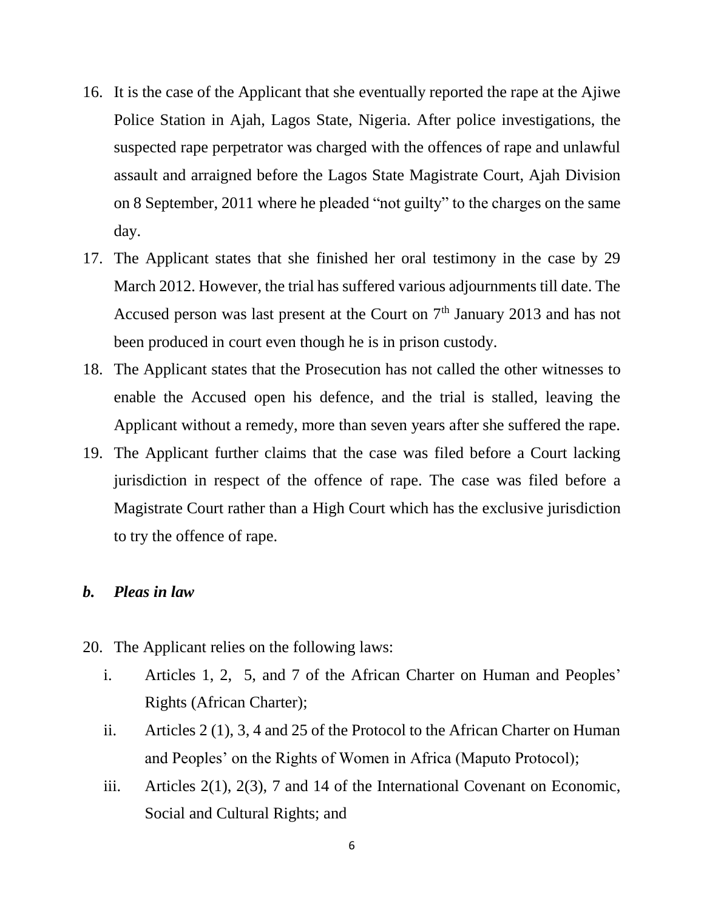16. It is the case of the Applicant that she eventually reported the rape at the Ajiwe Police Station in Ajah, Lagos State, Nigeria. After police investigations, the suspected rape perpetrator was charged with the offences of rape and unlawful assault and arraigned before the Lagos State Magistrate Court, Ajah Division on 8 September, 2011 where he pleaded "not guilty" to the charges on the same day.
17. The Applicant states that she finished her oral testimony in the case by 29 March 2012. However, the trial has suffered various adjournments till date. The Accused person was last present at the Court on 7th January 2013 and has not been produced in court even though he is in prison custody.
18. The Applicant states that the Prosecution has not called the other witnesses to enable the Accused open his defence, and the trial is stalled, leaving the Applicant without a remedy, more than seven years after she suffered the rape.
19. The Applicant further claims that the case was filed before a Court lacking jurisdiction in respect of the offence of rape. The case was filed before a Magistrate Court rather than a High Court which has the exclusive jurisdiction to try the offence of rape.

### *b. Pleas in law*

20. The Applicant relies on the following laws:
    i. Articles 1, 2, 5, and 7 of the African Charter on Human and Peoples' Rights (African Charter);
    ii. Articles 2 (1), 3, 4 and 25 of the Protocol to the African Charter on Human and Peoples' on the Rights of Women in Africa (Maputo Protocol);
    iii. Articles 2(1), 2(3), 7 and 14 of the International Covenant on Economic, Social and Cultural Rights; and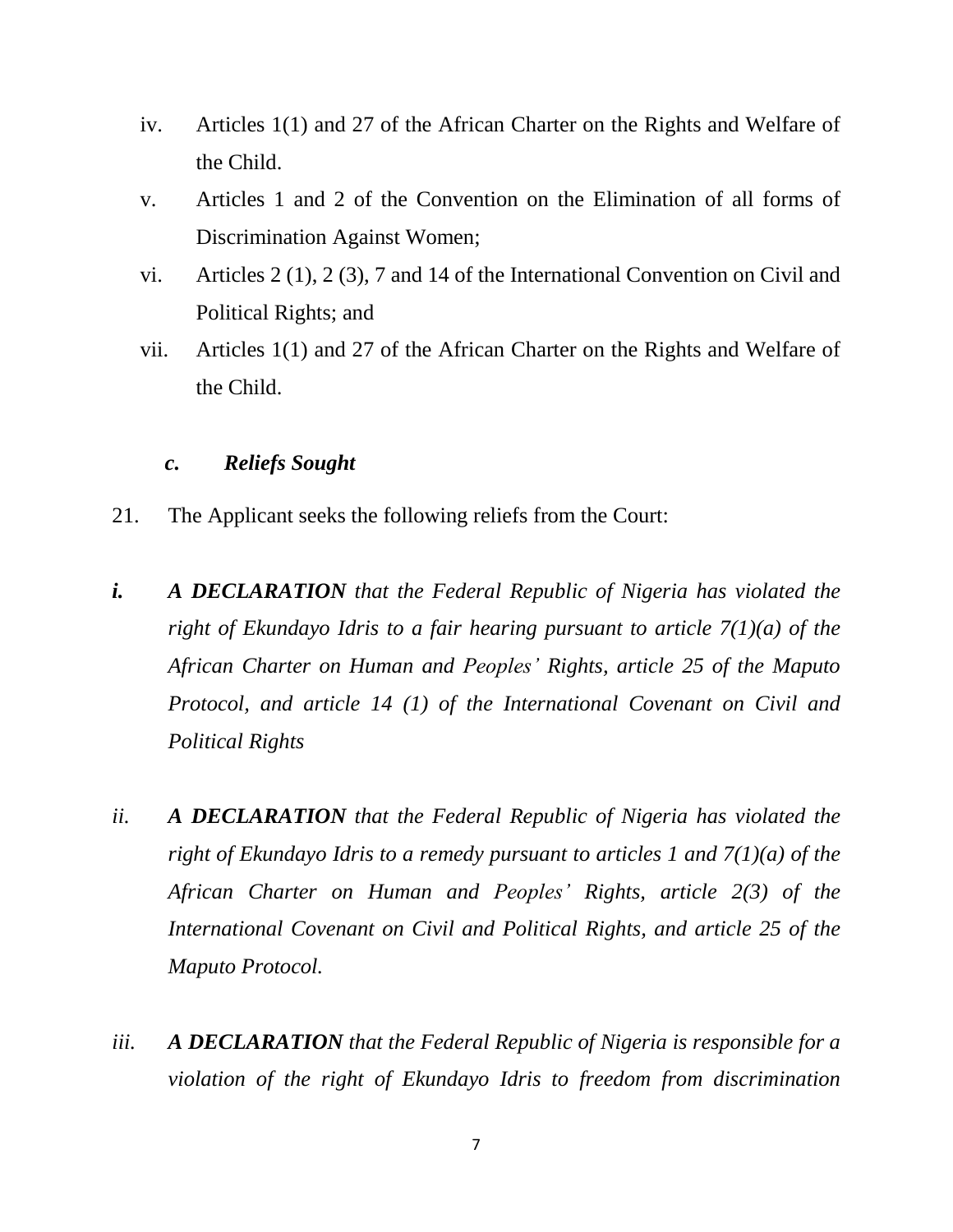iv. Articles 1(1) and 27 of the African Charter on the Rights and Welfare of the Child.

v. Articles 1 and 2 of the Convention on the Elimination of all forms of Discrimination Against Women;

vi. Articles 2 (1), 2 (3), 7 and 14 of the International Convention on Civil and Political Rights; and

vii. Articles 1(1) and 27 of the African Charter on the Rights and Welfare of the Child.

### *c. Reliefs Sought*

21. The Applicant seeks the following reliefs from the Court:

***i.*** ***A DECLARATION*** *that the Federal Republic of Nigeria has violated the right of Ekundayo Idris to a fair hearing pursuant to article 7(1)(a) of the African Charter on Human and Peoples' Rights, article 25 of the Maputo Protocol, and article 14 (1) of the International Covenant on Civil and Political Rights*

*ii.* ***A DECLARATION*** *that the Federal Republic of Nigeria has violated the right of Ekundayo Idris to a remedy pursuant to articles 1 and 7(1)(a) of the African Charter on Human and Peoples' Rights, article 2(3) of the International Covenant on Civil and Political Rights, and article 25 of the Maputo Protocol.*

*iii.* ***A DECLARATION*** *that the Federal Republic of Nigeria is responsible for a violation of the right of Ekundayo Idris to freedom from discrimination*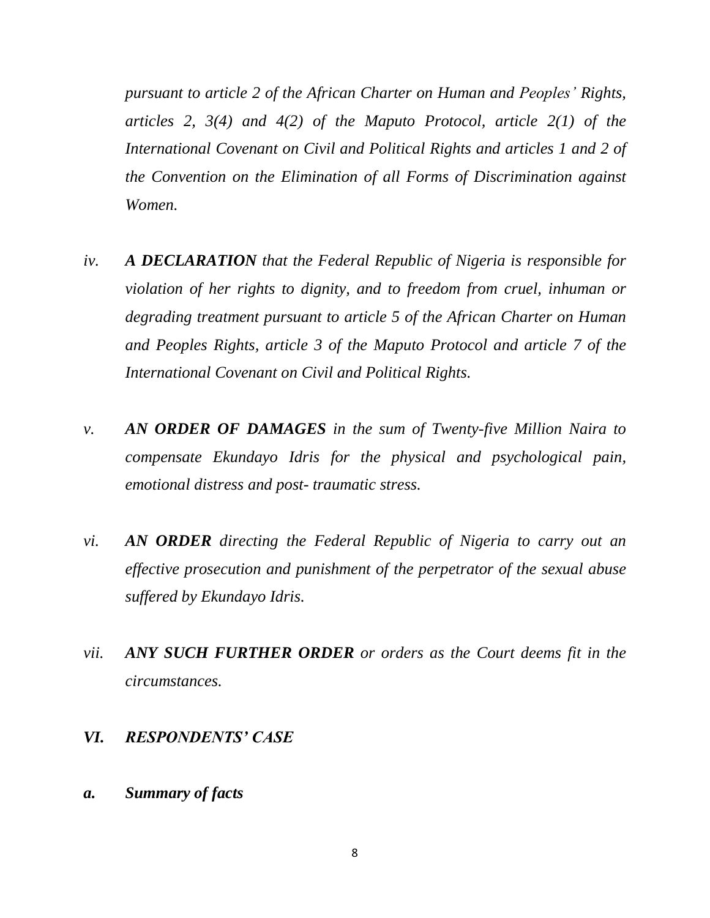*pursuant to article 2 of the African Charter on Human and Peoples' Rights, articles 2, 3(4) and 4(2) of the Maputo Protocol, article 2(1) of the International Covenant on Civil and Political Rights and articles 1 and 2 of the Convention on the Elimination of all Forms of Discrimination against Women.*

*iv.* ***A DECLARATION*** *that the Federal Republic of Nigeria is responsible for violation of her rights to dignity, and to freedom from cruel, inhuman or degrading treatment pursuant to article 5 of the African Charter on Human and Peoples Rights, article 3 of the Maputo Protocol and article 7 of the International Covenant on Civil and Political Rights.*

*v.* ***AN ORDER OF DAMAGES*** *in the sum of Twenty-five Million Naira to compensate Ekundayo Idris for the physical and psychological pain, emotional distress and post- traumatic stress.*

*vi.* ***AN ORDER*** *directing the Federal Republic of Nigeria to carry out an effective prosecution and punishment of the perpetrator of the sexual abuse suffered by Ekundayo Idris.*

*vii.* ***ANY SUCH FURTHER ORDER*** *or orders as the Court deems fit in the circumstances.*

## *VI. RESPONDENTS' CASE*

### *a. Summary of facts*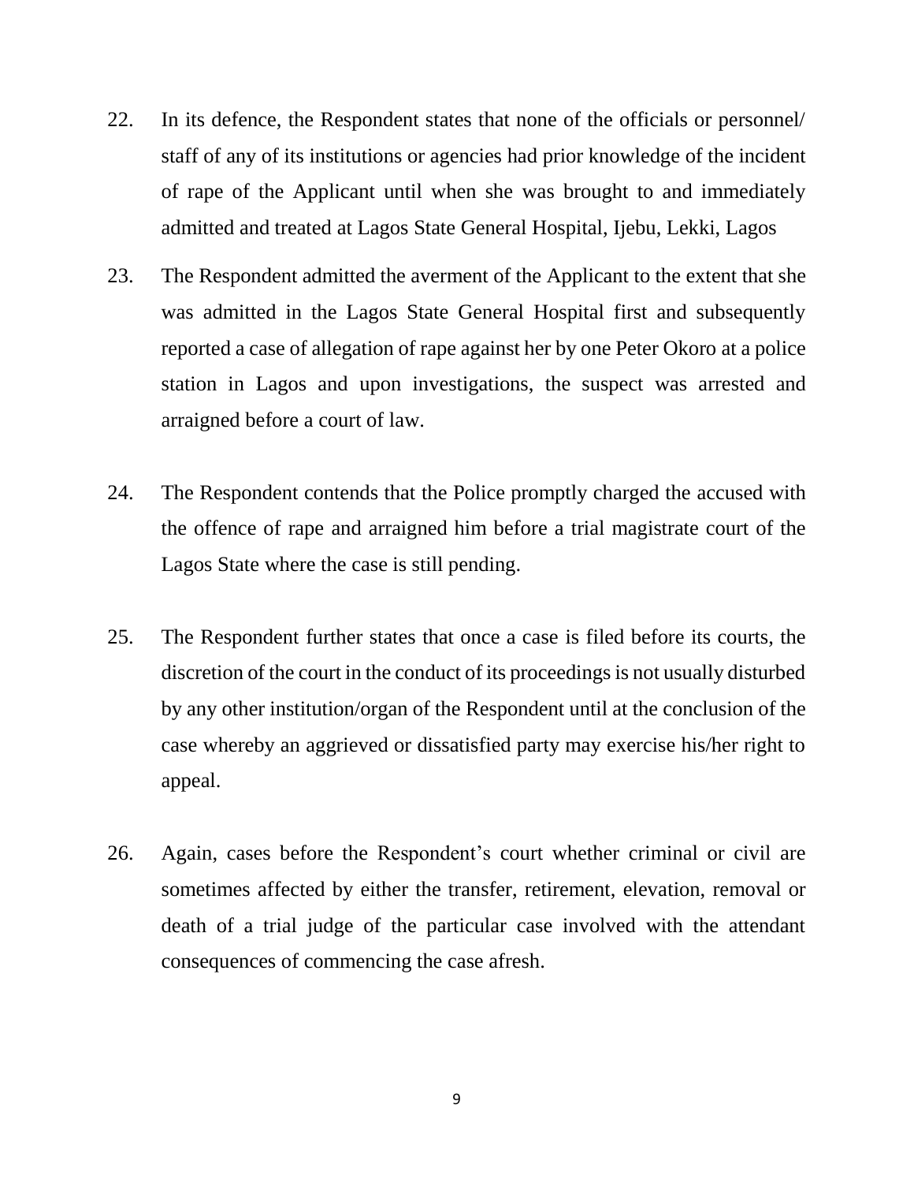22. In its defence, the Respondent states that none of the officials or personnel/ staff of any of its institutions or agencies had prior knowledge of the incident of rape of the Applicant until when she was brought to and immediately admitted and treated at Lagos State General Hospital, Ijebu, Lekki, Lagos

23. The Respondent admitted the averment of the Applicant to the extent that she was admitted in the Lagos State General Hospital first and subsequently reported a case of allegation of rape against her by one Peter Okoro at a police station in Lagos and upon investigations, the suspect was arrested and arraigned before a court of law.

24. The Respondent contends that the Police promptly charged the accused with the offence of rape and arraigned him before a trial magistrate court of the Lagos State where the case is still pending.

25. The Respondent further states that once a case is filed before its courts, the discretion of the court in the conduct of its proceedings is not usually disturbed by any other institution/organ of the Respondent until at the conclusion of the case whereby an aggrieved or dissatisfied party may exercise his/her right to appeal.

26. Again, cases before the Respondent's court whether criminal or civil are sometimes affected by either the transfer, retirement, elevation, removal or death of a trial judge of the particular case involved with the attendant consequences of commencing the case afresh.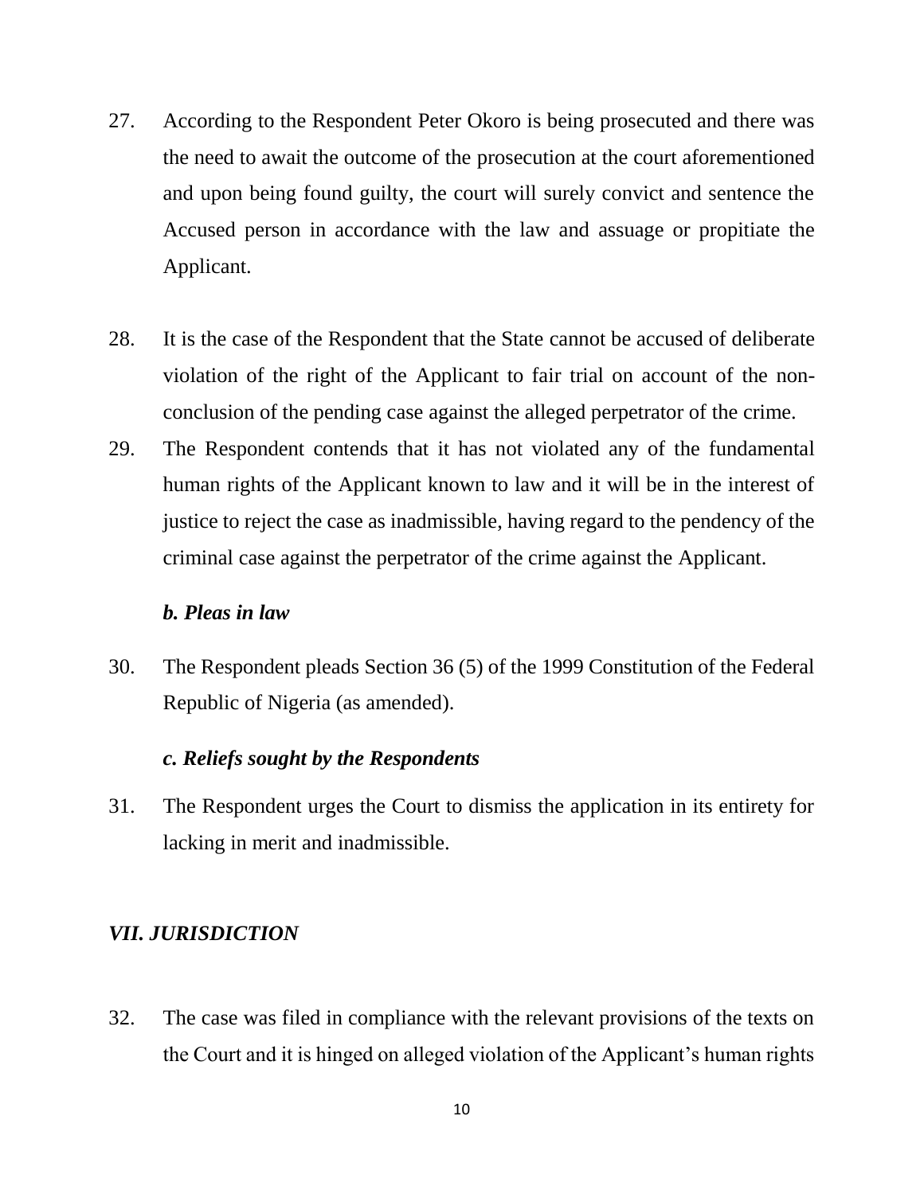27. According to the Respondent Peter Okoro is being prosecuted and there was the need to await the outcome of the prosecution at the court aforementioned and upon being found guilty, the court will surely convict and sentence the Accused person in accordance with the law and assuage or propitiate the Applicant.

28. It is the case of the Respondent that the State cannot be accused of deliberate violation of the right of the Applicant to fair trial on account of the non-conclusion of the pending case against the alleged perpetrator of the crime.

29. The Respondent contends that it has not violated any of the fundamental human rights of the Applicant known to law and it will be in the interest of justice to reject the case as inadmissible, having regard to the pendency of the criminal case against the perpetrator of the crime against the Applicant.

### *b. Pleas in law*

30. The Respondent pleads Section 36 (5) of the 1999 Constitution of the Federal Republic of Nigeria (as amended).

### *c. Reliefs sought by the Respondents*

31. The Respondent urges the Court to dismiss the application in its entirety for lacking in merit and inadmissible.

## *VII. JURISDICTION*

32. The case was filed in compliance with the relevant provisions of the texts on the Court and it is hinged on alleged violation of the Applicant's human rights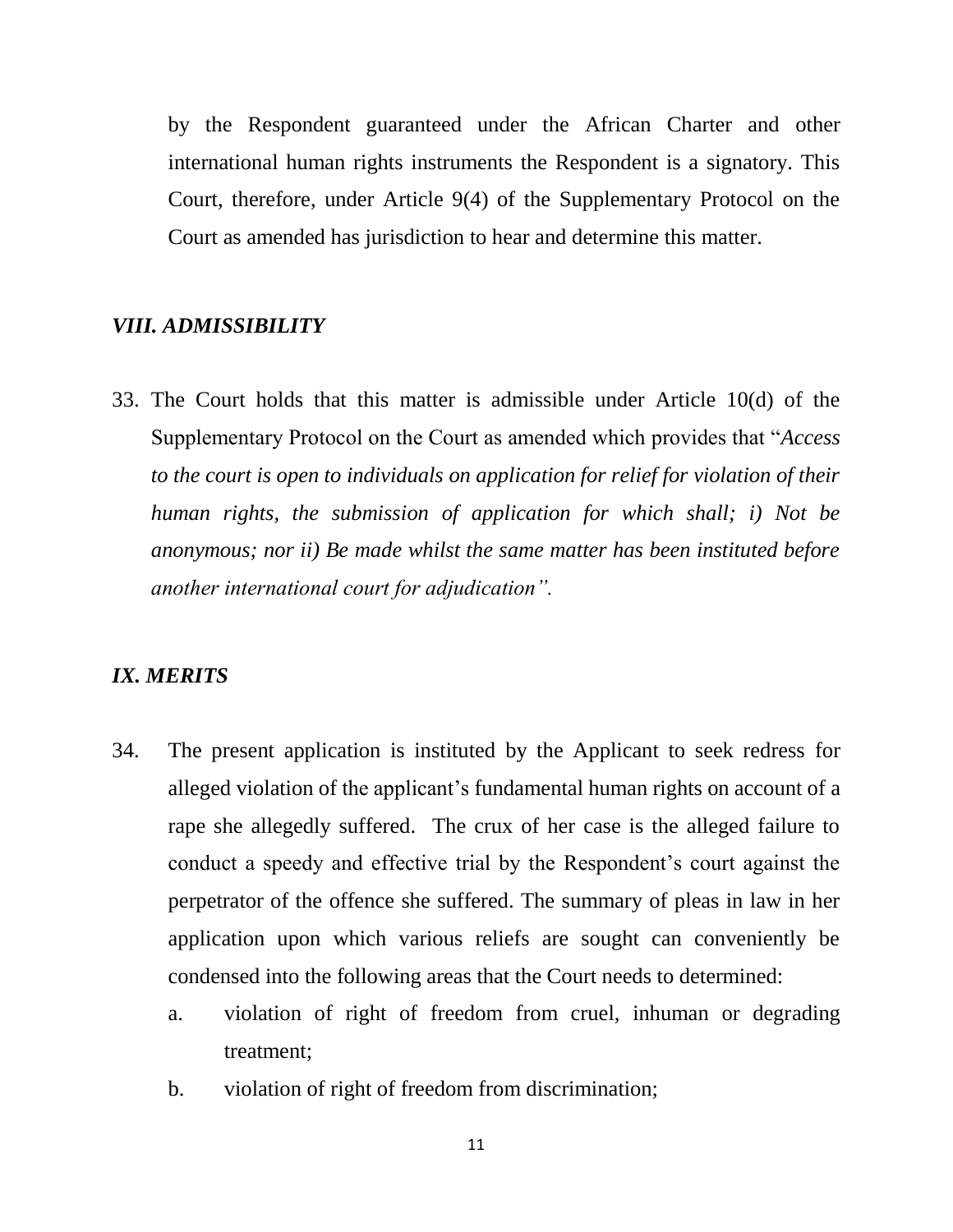by the Respondent guaranteed under the African Charter and other international human rights instruments the Respondent is a signatory. This Court, therefore, under Article 9(4) of the Supplementary Protocol on the Court as amended has jurisdiction to hear and determine this matter.

## *VIII. ADMISSIBILITY*

33. The Court holds that this matter is admissible under Article 10(d) of the Supplementary Protocol on the Court as amended which provides that "*Access to the court is open to individuals on application for relief for violation of their human rights, the submission of application for which shall; i) Not be anonymous; nor ii) Be made whilst the same matter has been instituted before another international court for adjudication".*

## *IX. MERITS*

34. The present application is instituted by the Applicant to seek redress for alleged violation of the applicant's fundamental human rights on account of a rape she allegedly suffered. The crux of her case is the alleged failure to conduct a speedy and effective trial by the Respondent's court against the perpetrator of the offence she suffered. The summary of pleas in law in her application upon which various reliefs are sought can conveniently be condensed into the following areas that the Court needs to determined:

    a. violation of right of freedom from cruel, inhuman or degrading treatment;

    b. violation of right of freedom from discrimination;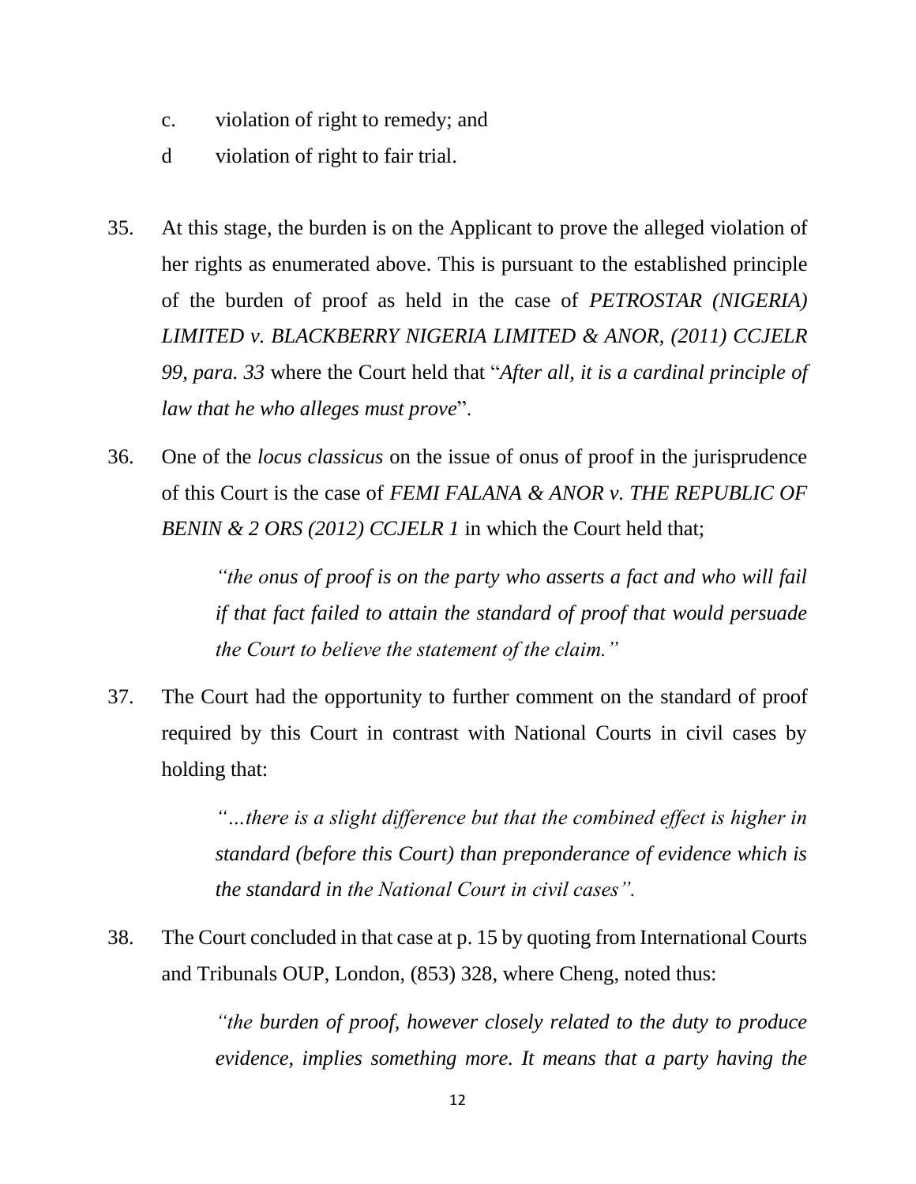c. violation of right to remedy; and

d violation of right to fair trial.

35. At this stage, the burden is on the Applicant to prove the alleged violation of her rights as enumerated above. This is pursuant to the established principle of the burden of proof as held in the case of *PETROSTAR (NIGERIA) LIMITED v. BLACKBERRY NIGERIA LIMITED & ANOR, (2011) CCJELR 99, para. 33* where the Court held that "*After all, it is a cardinal principle of law that he who alleges must prove*".

36. One of the *locus classicus* on the issue of onus of proof in the jurisprudence of this Court is the case of *FEMI FALANA & ANOR v. THE REPUBLIC OF BENIN & 2 ORS (2012) CCJELR 1* in which the Court held that;

> *"the onus of proof is on the party who asserts a fact and who will fail if that fact failed to attain the standard of proof that would persuade the Court to believe the statement of the claim."*

37. The Court had the opportunity to further comment on the standard of proof required by this Court in contrast with National Courts in civil cases by holding that:

> *"…there is a slight difference but that the combined effect is higher in standard (before this Court) than preponderance of evidence which is the standard in the National Court in civil cases".*

38. The Court concluded in that case at p. 15 by quoting from International Courts and Tribunals OUP, London, (853) 328, where Cheng, noted thus:

> *"the burden of proof, however closely related to the duty to produce evidence, implies something more. It means that a party having the*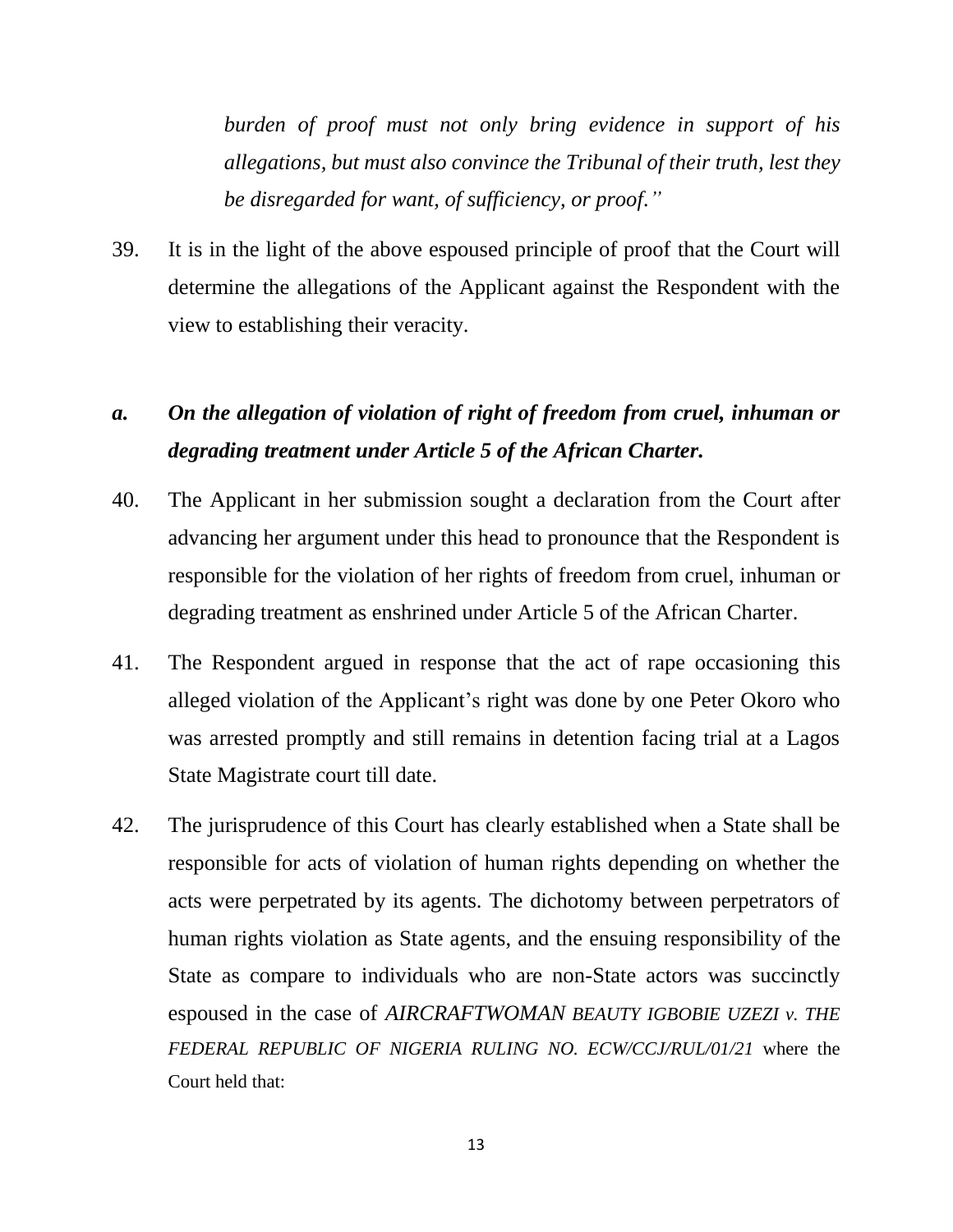*burden of proof must not only bring evidence in support of his allegations, but must also convince the Tribunal of their truth, lest they be disregarded for want, of sufficiency, or proof."*

39. It is in the light of the above espoused principle of proof that the Court will determine the allegations of the Applicant against the Respondent with the view to establishing their veracity.

### *a. On the allegation of violation of right of freedom from cruel, inhuman or degrading treatment under Article 5 of the African Charter.*

40. The Applicant in her submission sought a declaration from the Court after advancing her argument under this head to pronounce that the Respondent is responsible for the violation of her rights of freedom from cruel, inhuman or degrading treatment as enshrined under Article 5 of the African Charter.

41. The Respondent argued in response that the act of rape occasioning this alleged violation of the Applicant's right was done by one Peter Okoro who was arrested promptly and still remains in detention facing trial at a Lagos State Magistrate court till date.

42. The jurisprudence of this Court has clearly established when a State shall be responsible for acts of violation of human rights depending on whether the acts were perpetrated by its agents. The dichotomy between perpetrators of human rights violation as State agents, and the ensuing responsibility of the State as compare to individuals who are non-State actors was succinctly espoused in the case of *AIRCRAFTWOMAN BEAUTY IGBOBIE UZEZI v. THE FEDERAL REPUBLIC OF NIGERIA RULING NO. ECW/CCJ/RUL/01/21* where the Court held that: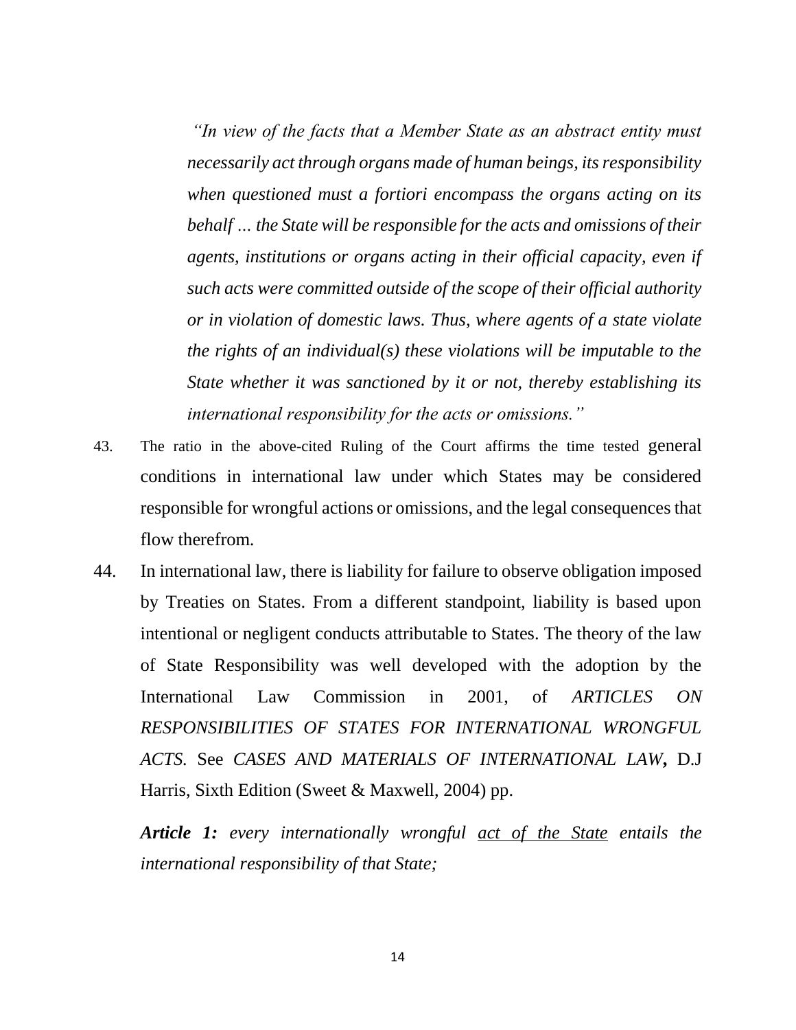*"In view of the facts that a Member State as an abstract entity must necessarily act through organs made of human beings, its responsibility when questioned must a fortiori encompass the organs acting on its behalf ... the State will be responsible for the acts and omissions of their agents, institutions or organs acting in their official capacity, even if such acts were committed outside of the scope of their official authority or in violation of domestic laws. Thus, where agents of a state violate the rights of an individual(s) these violations will be imputable to the State whether it was sanctioned by it or not, thereby establishing its international responsibility for the acts or omissions."*

43. The ratio in the above-cited Ruling of the Court affirms the time tested general conditions in international law under which States may be considered responsible for wrongful actions or omissions, and the legal consequences that flow therefrom.

44. In international law, there is liability for failure to observe obligation imposed by Treaties on States. From a different standpoint, liability is based upon intentional or negligent conducts attributable to States. The theory of the law of State Responsibility was well developed with the adoption by the International Law Commission in 2001, of *ARTICLES ON RESPONSIBILITIES OF STATES FOR INTERNATIONAL WRONGFUL ACTS.* See *CASES AND MATERIALS OF INTERNATIONAL LAW*, D.J Harris, Sixth Edition (Sweet & Maxwell, 2004) pp.

***Article 1:*** *every internationally wrongful <u>act of the State</u> entails the international responsibility of that State;*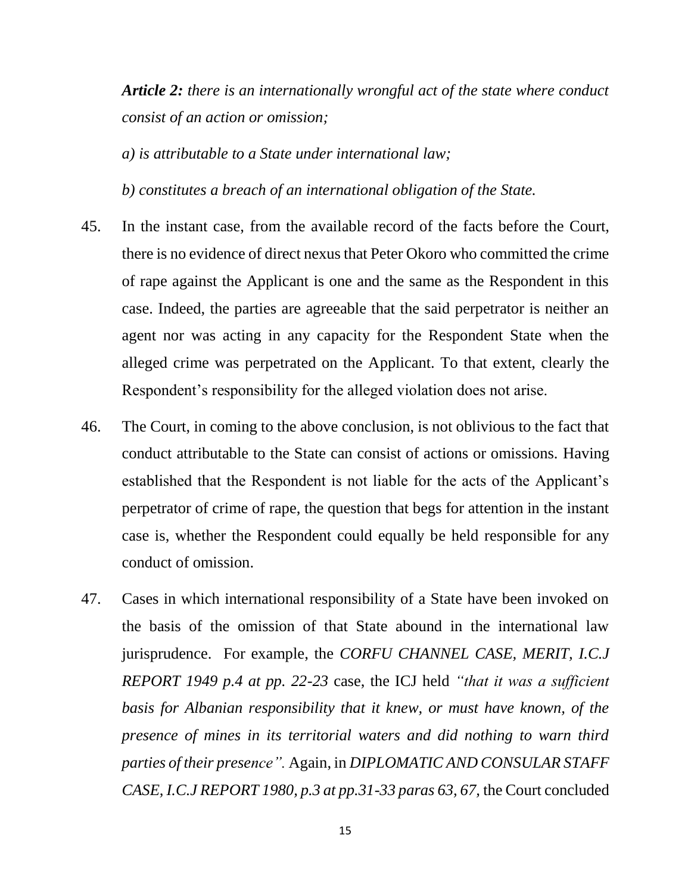***Article 2:** there is an internationally wrongful act of the state where conduct consist of an action or omission;*

*a) is attributable to a State under international law;*

*b) constitutes a breach of an international obligation of the State.*

45. In the instant case, from the available record of the facts before the Court, there is no evidence of direct nexus that Peter Okoro who committed the crime of rape against the Applicant is one and the same as the Respondent in this case. Indeed, the parties are agreeable that the said perpetrator is neither an agent nor was acting in any capacity for the Respondent State when the alleged crime was perpetrated on the Applicant. To that extent, clearly the Respondent's responsibility for the alleged violation does not arise.

46. The Court, in coming to the above conclusion, is not oblivious to the fact that conduct attributable to the State can consist of actions or omissions. Having established that the Respondent is not liable for the acts of the Applicant's perpetrator of crime of rape, the question that begs for attention in the instant case is, whether the Respondent could equally be held responsible for any conduct of omission.

47. Cases in which international responsibility of a State have been invoked on the basis of the omission of that State abound in the international law jurisprudence. For example, the *CORFU CHANNEL CASE, MERIT, I.C.J REPORT 1949 p.4 at pp. 22-23* case, the ICJ held *"that it was a sufficient basis for Albanian responsibility that it knew, or must have known, of the presence of mines in its territorial waters and did nothing to warn third parties of their presence".* Again, in *DIPLOMATIC AND CONSULAR STAFF CASE, I.C.J REPORT 1980, p.3 at pp.31-33 paras 63, 67,* the Court concluded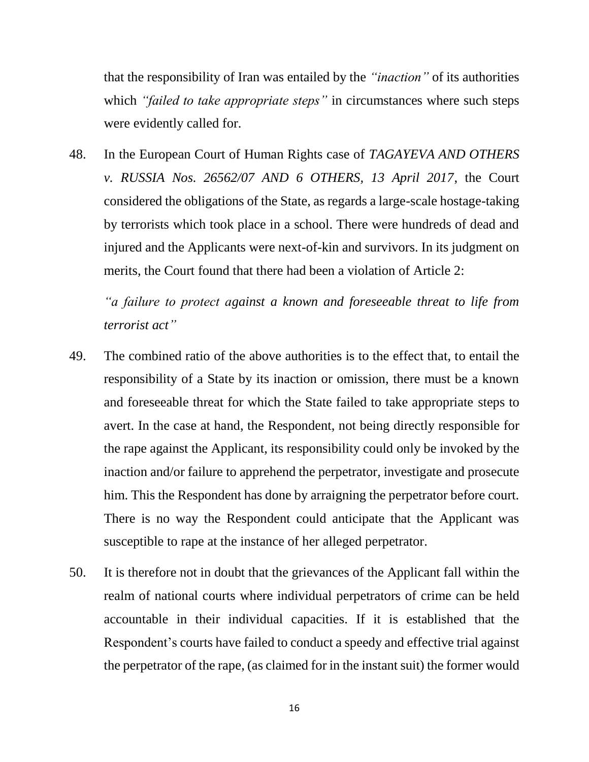that the responsibility of Iran was entailed by the *"inaction"* of its authorities which *"failed to take appropriate steps"* in circumstances where such steps were evidently called for.

48. In the European Court of Human Rights case of *TAGAYEVA AND OTHERS v. RUSSIA Nos. 26562/07 AND 6 OTHERS, 13 April 2017*, the Court considered the obligations of the State, as regards a large-scale hostage-taking by terrorists which took place in a school. There were hundreds of dead and injured and the Applicants were next-of-kin and survivors. In its judgment on merits, the Court found that there had been a violation of Article 2:

   *"a failure to protect against a known and foreseeable threat to life from terrorist act"*

49. The combined ratio of the above authorities is to the effect that, to entail the responsibility of a State by its inaction or omission, there must be a known and foreseeable threat for which the State failed to take appropriate steps to avert. In the case at hand, the Respondent, not being directly responsible for the rape against the Applicant, its responsibility could only be invoked by the inaction and/or failure to apprehend the perpetrator, investigate and prosecute him. This the Respondent has done by arraigning the perpetrator before court. There is no way the Respondent could anticipate that the Applicant was susceptible to rape at the instance of her alleged perpetrator.

50. It is therefore not in doubt that the grievances of the Applicant fall within the realm of national courts where individual perpetrators of crime can be held accountable in their individual capacities. If it is established that the Respondent's courts have failed to conduct a speedy and effective trial against the perpetrator of the rape, (as claimed for in the instant suit) the former would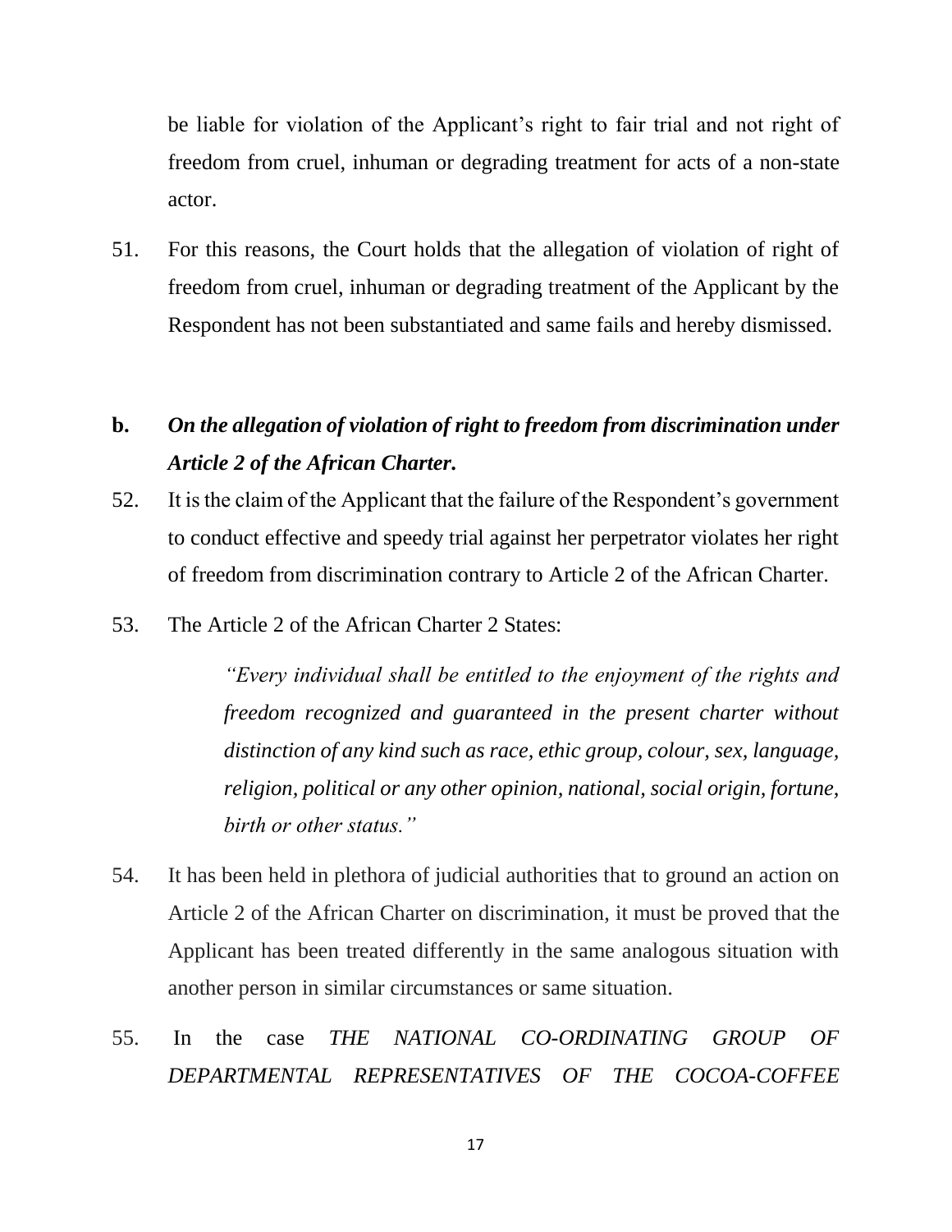be liable for violation of the Applicant's right to fair trial and not right of freedom from cruel, inhuman or degrading treatment for acts of a non-state actor.

51. For this reasons, the Court holds that the allegation of violation of right of freedom from cruel, inhuman or degrading treatment of the Applicant by the Respondent has not been substantiated and same fails and hereby dismissed.

**b.** ***On the allegation of violation of right to freedom from discrimination under Article 2 of the African Charter.***

52. It is the claim of the Applicant that the failure of the Respondent's government to conduct effective and speedy trial against her perpetrator violates her right of freedom from discrimination contrary to Article 2 of the African Charter.

53. The Article 2 of the African Charter 2 States:

> *"Every individual shall be entitled to the enjoyment of the rights and freedom recognized and guaranteed in the present charter without distinction of any kind such as race, ethic group, colour, sex, language, religion, political or any other opinion, national, social origin, fortune, birth or other status."*

54. It has been held in plethora of judicial authorities that to ground an action on Article 2 of the African Charter on discrimination, it must be proved that the Applicant has been treated differently in the same analogous situation with another person in similar circumstances or same situation.

55. In the case *THE NATIONAL CO-ORDINATING GROUP OF DEPARTMENTAL REPRESENTATIVES OF THE COCOA-COFFEE*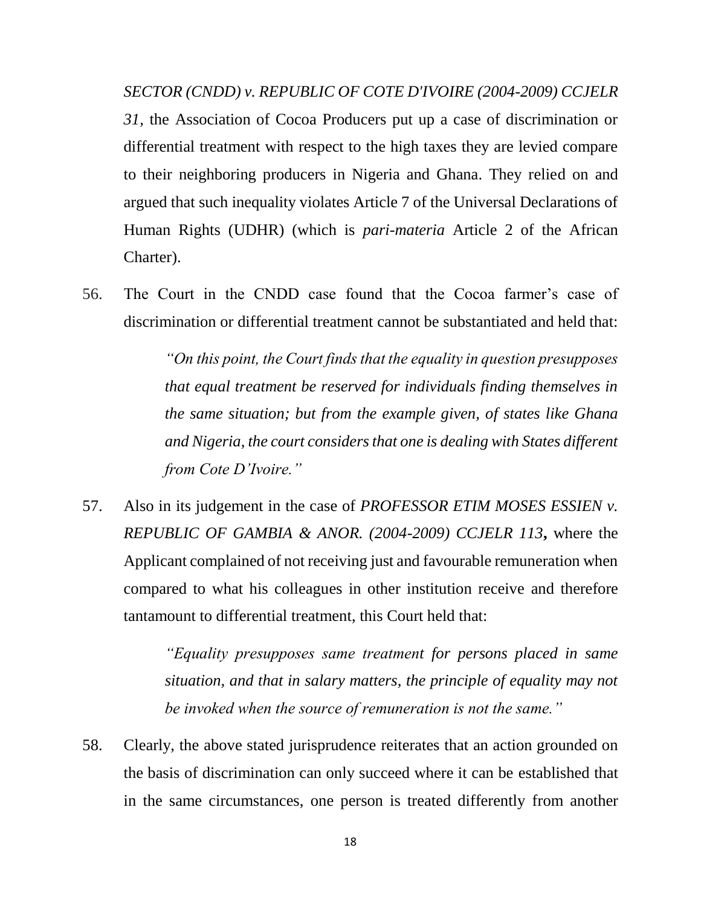*SECTOR (CNDD) v. REPUBLIC OF COTE D'IVOIRE (2004-2009) CCJELR 31,* the Association of Cocoa Producers put up a case of discrimination or differential treatment with respect to the high taxes they are levied compare to their neighboring producers in Nigeria and Ghana. They relied on and argued that such inequality violates Article 7 of the Universal Declarations of Human Rights (UDHR) (which is *pari-materia* Article 2 of the African Charter).

56. The Court in the CNDD case found that the Cocoa farmer's case of discrimination or differential treatment cannot be substantiated and held that:

> *"On this point, the Court finds that the equality in question presupposes that equal treatment be reserved for individuals finding themselves in the same situation; but from the example given, of states like Ghana and Nigeria, the court considers that one is dealing with States different from Cote D'Ivoire."*

57. Also in its judgement in the case of *PROFESSOR ETIM MOSES ESSIEN v. REPUBLIC OF GAMBIA & ANOR. (2004-2009) CCJELR 113***,** where the Applicant complained of not receiving just and favourable remuneration when compared to what his colleagues in other institution receive and therefore tantamount to differential treatment, this Court held that:

> *"Equality presupposes same treatment for persons placed in same situation, and that in salary matters, the principle of equality may not be invoked when the source of remuneration is not the same."*

58. Clearly, the above stated jurisprudence reiterates that an action grounded on the basis of discrimination can only succeed where it can be established that in the same circumstances, one person is treated differently from another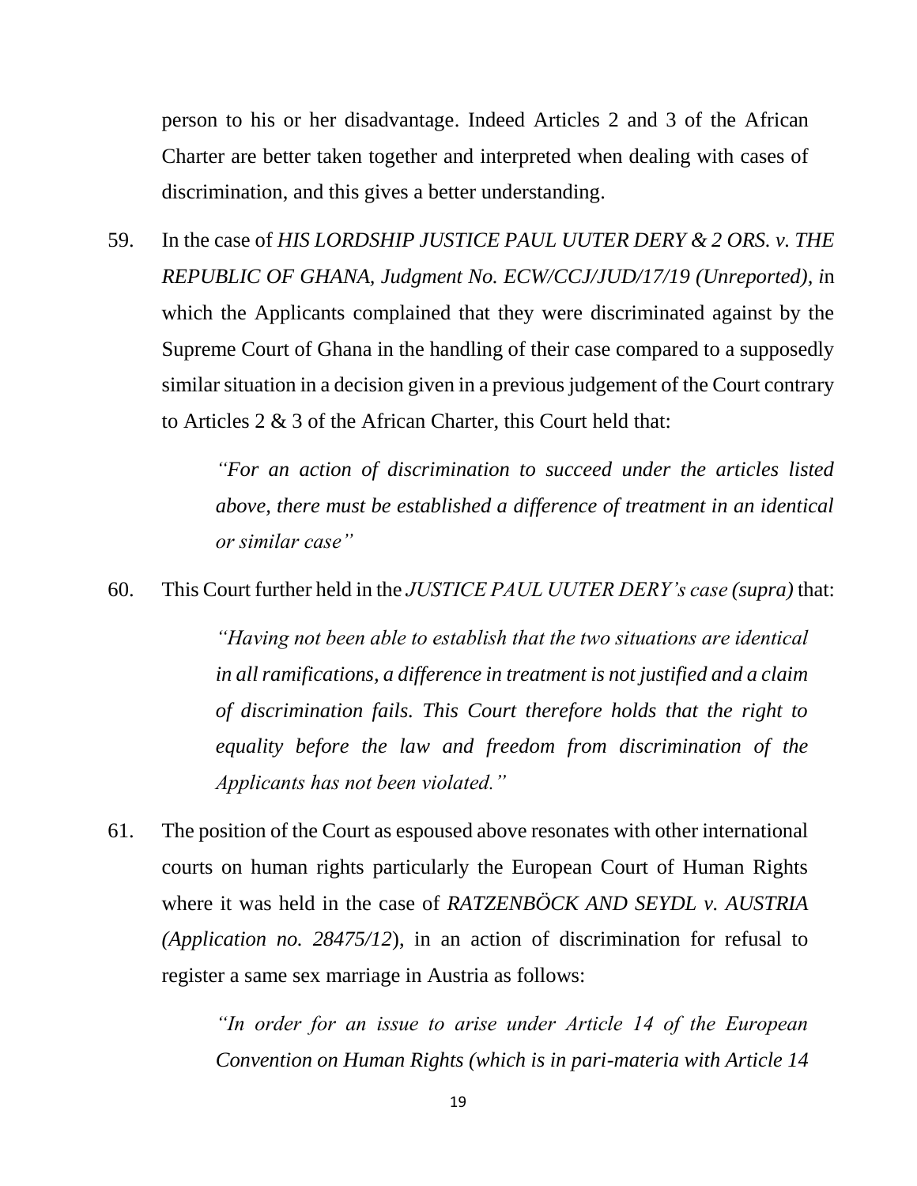person to his or her disadvantage. Indeed Articles 2 and 3 of the African Charter are better taken together and interpreted when dealing with cases of discrimination, and this gives a better understanding.

59. In the case of *HIS LORDSHIP JUSTICE PAUL UUTER DERY & 2 ORS. v. THE REPUBLIC OF GHANA, Judgment No. ECW/CCJ/JUD/17/19 (Unreported), i*n which the Applicants complained that they were discriminated against by the Supreme Court of Ghana in the handling of their case compared to a supposedly similar situation in a decision given in a previous judgement of the Court contrary to Articles 2 & 3 of the African Charter, this Court held that:

 > *"For an action of discrimination to succeed under the articles listed above, there must be established a difference of treatment in an identical or similar case"*

60. This Court further held in the *JUSTICE PAUL UUTER DERY's case (supra)* that:

 > *"Having not been able to establish that the two situations are identical in all ramifications, a difference in treatment is not justified and a claim of discrimination fails. This Court therefore holds that the right to equality before the law and freedom from discrimination of the Applicants has not been violated."*

61. The position of the Court as espoused above resonates with other international courts on human rights particularly the European Court of Human Rights where it was held in the case of *RATZENBÖCK AND SEYDL v. AUSTRIA (Application no. 28475/12*), in an action of discrimination for refusal to register a same sex marriage in Austria as follows:

 > *"In order for an issue to arise under Article 14 of the European Convention on Human Rights (which is in pari-materia with Article 14*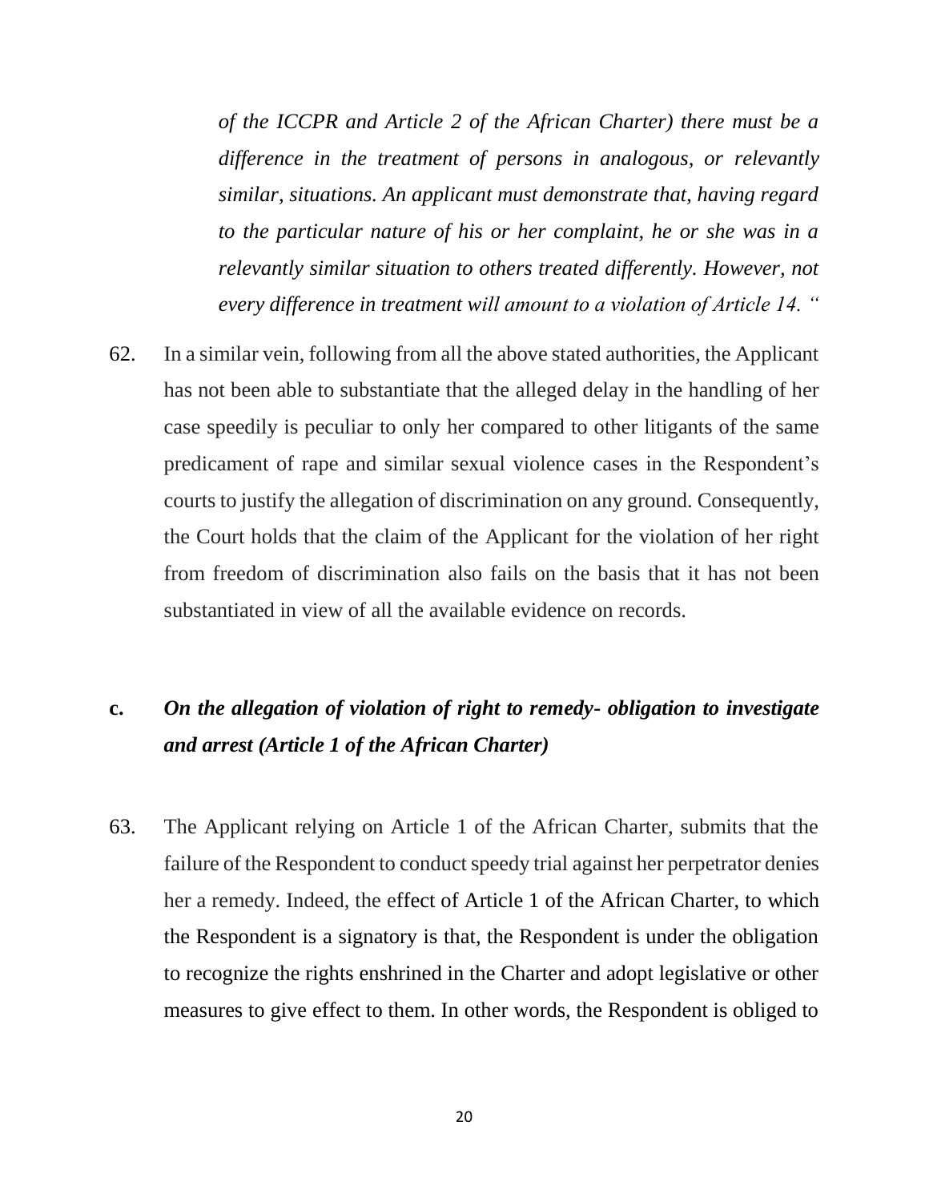*of the ICCPR and Article 2 of the African Charter) there must be a difference in the treatment of persons in analogous, or relevantly similar, situations. An applicant must demonstrate that, having regard to the particular nature of his or her complaint, he or she was in a relevantly similar situation to others treated differently. However, not every difference in treatment will amount to a violation of Article 14. "*

62. In a similar vein, following from all the above stated authorities, the Applicant has not been able to substantiate that the alleged delay in the handling of her case speedily is peculiar to only her compared to other litigants of the same predicament of rape and similar sexual violence cases in the Respondent's courts to justify the allegation of discrimination on any ground. Consequently, the Court holds that the claim of the Applicant for the violation of her right from freedom of discrimination also fails on the basis that it has not been substantiated in view of all the available evidence on records.

**c. *On the allegation of violation of right to remedy- obligation to investigate and arrest (Article 1 of the African Charter)***

63. The Applicant relying on Article 1 of the African Charter, submits that the failure of the Respondent to conduct speedy trial against her perpetrator denies her a remedy. Indeed, the effect of Article 1 of the African Charter, to which the Respondent is a signatory is that, the Respondent is under the obligation to recognize the rights enshrined in the Charter and adopt legislative or other measures to give effect to them. In other words, the Respondent is obliged to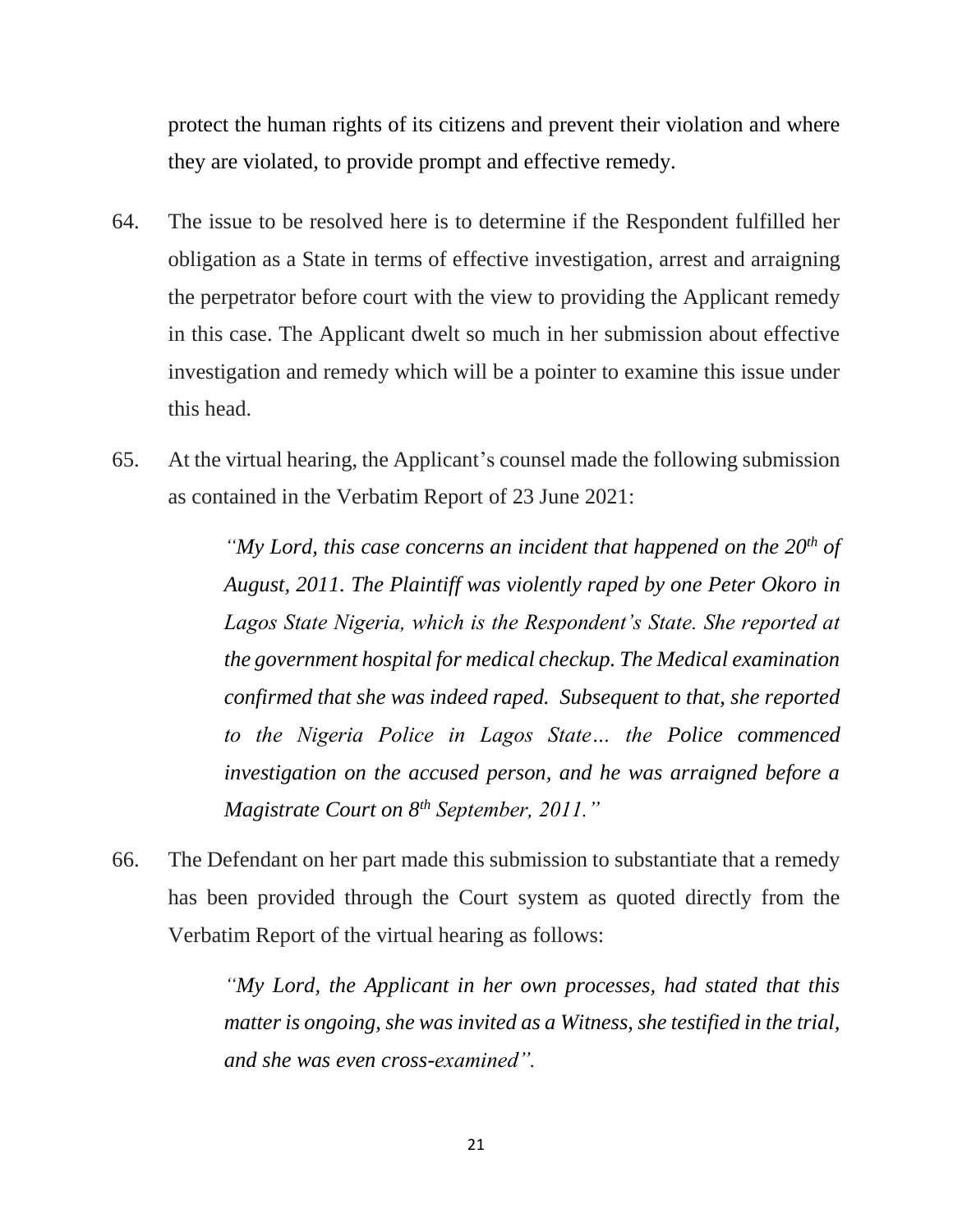protect the human rights of its citizens and prevent their violation and where they are violated, to provide prompt and effective remedy.

64. The issue to be resolved here is to determine if the Respondent fulfilled her obligation as a State in terms of effective investigation, arrest and arraigning the perpetrator before court with the view to providing the Applicant remedy in this case. The Applicant dwelt so much in her submission about effective investigation and remedy which will be a pointer to examine this issue under this head.

65. At the virtual hearing, the Applicant's counsel made the following submission as contained in the Verbatim Report of 23 June 2021:

> *"My Lord, this case concerns an incident that happened on the 20th of August, 2011. The Plaintiff was violently raped by one Peter Okoro in Lagos State Nigeria, which is the Respondent's State. She reported at the government hospital for medical checkup. The Medical examination confirmed that she was indeed raped. Subsequent to that, she reported to the Nigeria Police in Lagos State… the Police commenced investigation on the accused person, and he was arraigned before a Magistrate Court on 8th September, 2011."*

66. The Defendant on her part made this submission to substantiate that a remedy has been provided through the Court system as quoted directly from the Verbatim Report of the virtual hearing as follows:

> *"My Lord, the Applicant in her own processes, had stated that this matter is ongoing, she was invited as a Witness, she testified in the trial, and she was even cross-examined".*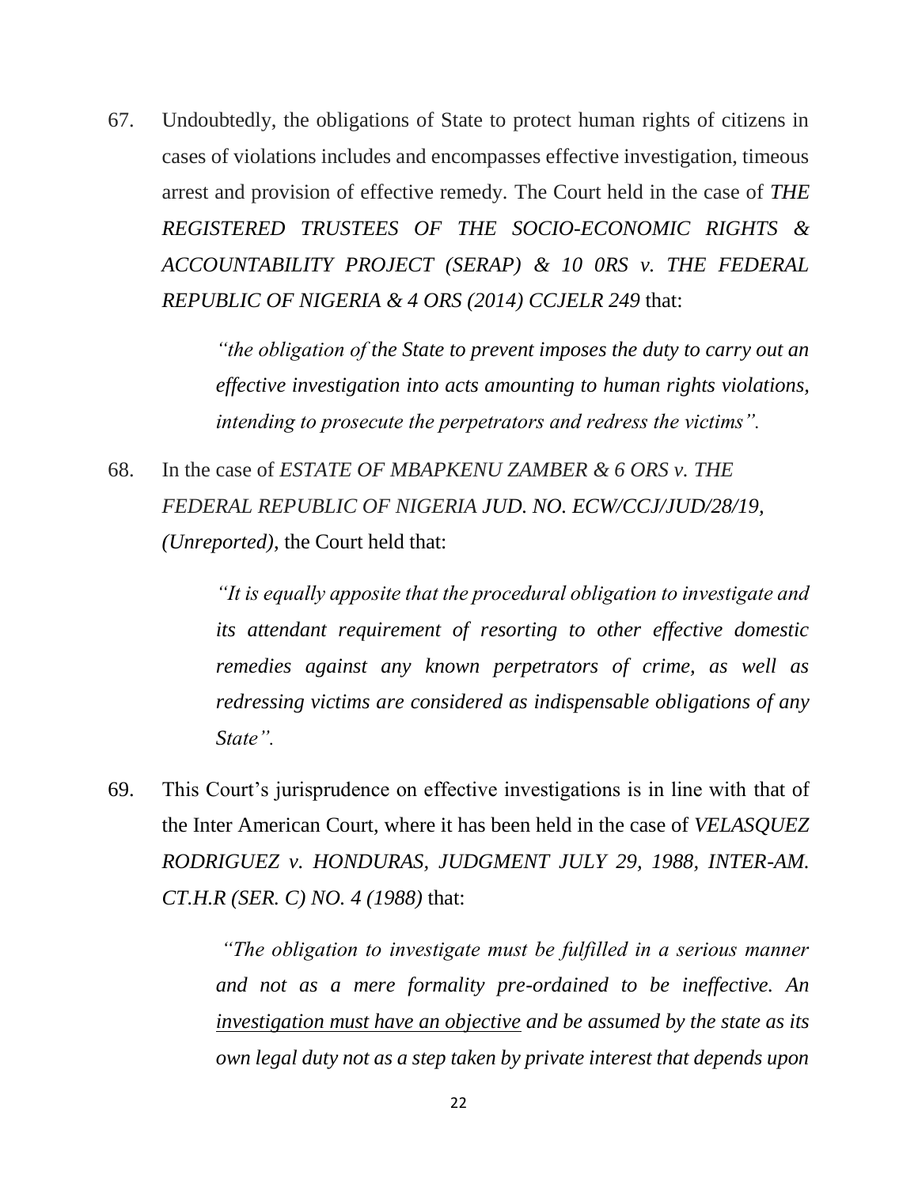67. Undoubtedly, the obligations of State to protect human rights of citizens in cases of violations includes and encompasses effective investigation, timeous arrest and provision of effective remedy. The Court held in the case of *THE REGISTERED TRUSTEES OF THE SOCIO-ECONOMIC RIGHTS & ACCOUNTABILITY PROJECT (SERAP) & 10 0RS v. THE FEDERAL REPUBLIC OF NIGERIA & 4 ORS (2014) CCJELR 249* that:

    > *"the obligation of the State to prevent imposes the duty to carry out an effective investigation into acts amounting to human rights violations, intending to prosecute the perpetrators and redress the victims".*

68. In the case of *ESTATE OF MBAPKENU ZAMBER & 6 ORS v. THE FEDERAL REPUBLIC OF NIGERIA JUD. NO. ECW/CCJ/JUD/28/19, (Unreported)*, the Court held that:

    > *"It is equally apposite that the procedural obligation to investigate and its attendant requirement of resorting to other effective domestic remedies against any known perpetrators of crime, as well as redressing victims are considered as indispensable obligations of any State".*

69. This Court's jurisprudence on effective investigations is in line with that of the Inter American Court, where it has been held in the case of *VELASQUEZ RODRIGUEZ v. HONDURAS, JUDGMENT JULY 29, 1988, INTER-AM. CT.H.R (SER. C) NO. 4 (1988)* that:

    > *"The obligation to investigate must be fulfilled in a serious manner and not as a mere formality pre-ordained to be ineffective. An <u>investigation must have an objective</u> and be assumed by the state as its own legal duty not as a step taken by private interest that depends upon*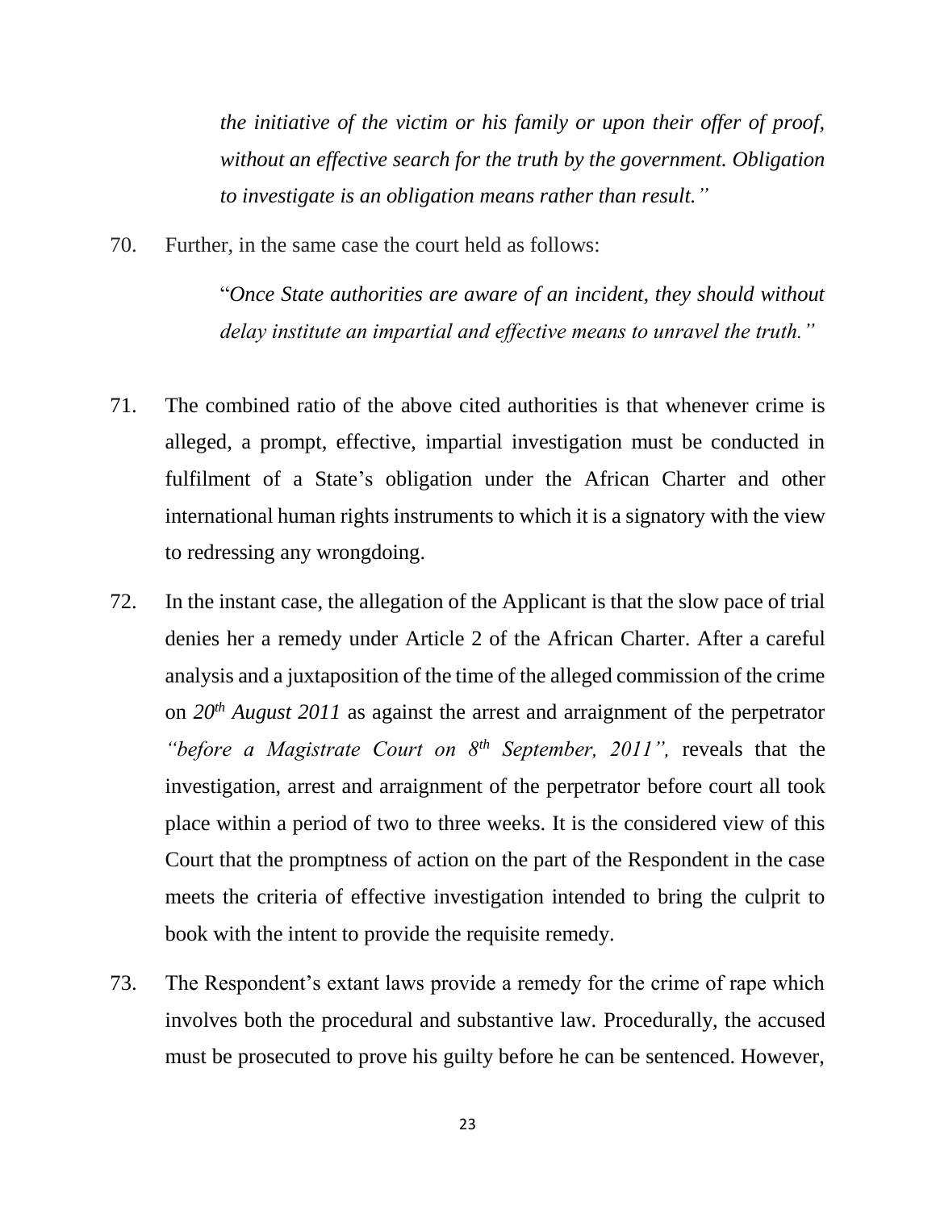*the initiative of the victim or his family or upon their offer of proof, without an effective search for the truth by the government. Obligation to investigate is an obligation means rather than result."*

70. Further, in the same case the court held as follows:

    "*Once State authorities are aware of an incident, they should without delay institute an impartial and effective means to unravel the truth."*

71. The combined ratio of the above cited authorities is that whenever crime is alleged, a prompt, effective, impartial investigation must be conducted in fulfilment of a State's obligation under the African Charter and other international human rights instruments to which it is a signatory with the view to redressing any wrongdoing.

72. In the instant case, the allegation of the Applicant is that the slow pace of trial denies her a remedy under Article 2 of the African Charter. After a careful analysis and a juxtaposition of the time of the alleged commission of the crime on *20th August 2011* as against the arrest and arraignment of the perpetrator *"before a Magistrate Court on 8th September, 2011",* reveals that the investigation, arrest and arraignment of the perpetrator before court all took place within a period of two to three weeks. It is the considered view of this Court that the promptness of action on the part of the Respondent in the case meets the criteria of effective investigation intended to bring the culprit to book with the intent to provide the requisite remedy.

73. The Respondent's extant laws provide a remedy for the crime of rape which involves both the procedural and substantive law. Procedurally, the accused must be prosecuted to prove his guilty before he can be sentenced. However,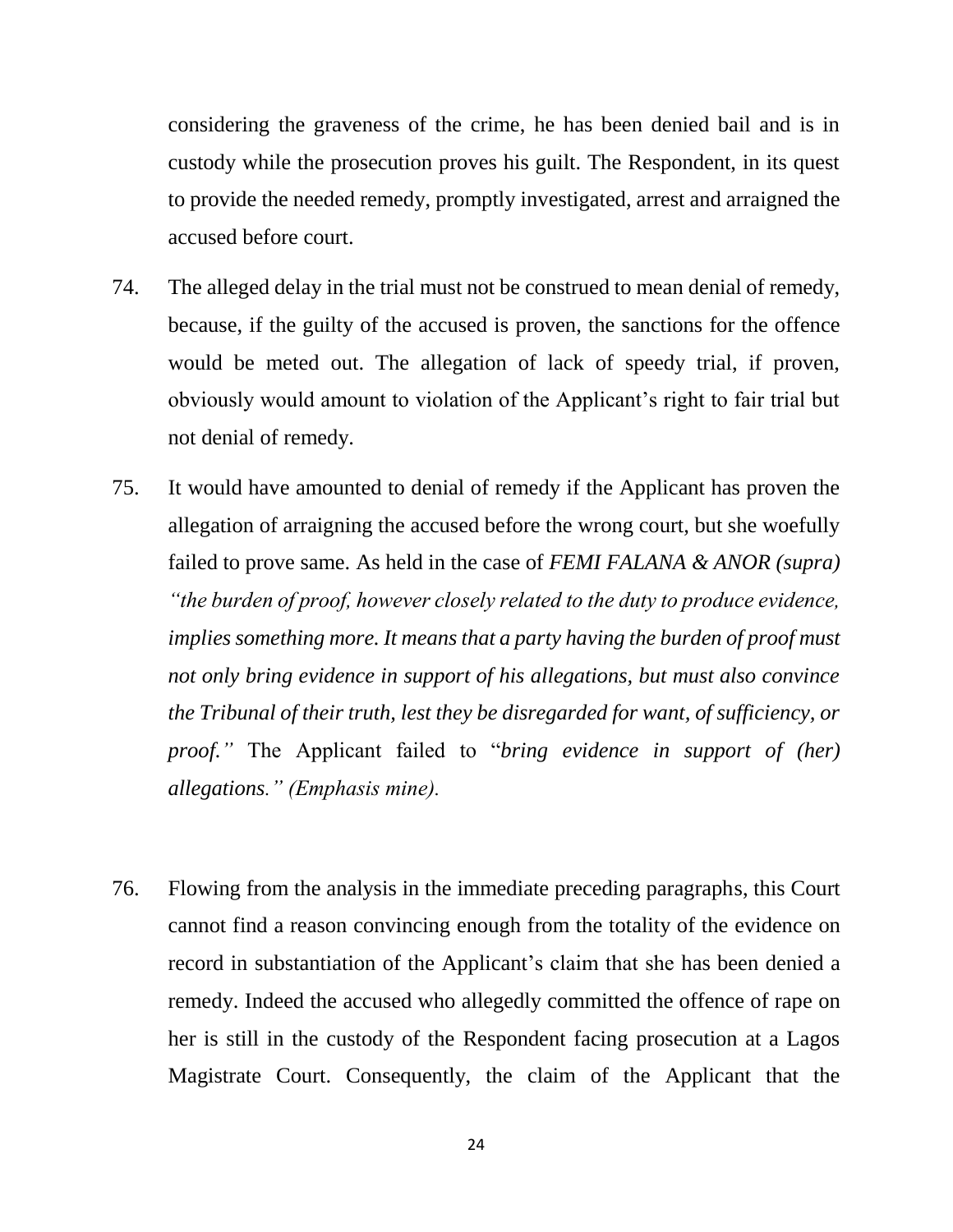considering the graveness of the crime, he has been denied bail and is in custody while the prosecution proves his guilt. The Respondent, in its quest to provide the needed remedy, promptly investigated, arrest and arraigned the accused before court.

74. The alleged delay in the trial must not be construed to mean denial of remedy, because, if the guilty of the accused is proven, the sanctions for the offence would be meted out. The allegation of lack of speedy trial, if proven, obviously would amount to violation of the Applicant's right to fair trial but not denial of remedy.

75. It would have amounted to denial of remedy if the Applicant has proven the allegation of arraigning the accused before the wrong court, but she woefully failed to prove same. As held in the case of *FEMI FALANA & ANOR (supra) "the burden of proof, however closely related to the duty to produce evidence, implies something more. It means that a party having the burden of proof must not only bring evidence in support of his allegations, but must also convince the Tribunal of their truth, lest they be disregarded for want, of sufficiency, or proof."* The Applicant failed to "*bring evidence in support of (her) allegations." (Emphasis mine).*

76. Flowing from the analysis in the immediate preceding paragraphs, this Court cannot find a reason convincing enough from the totality of the evidence on record in substantiation of the Applicant's claim that she has been denied a remedy. Indeed the accused who allegedly committed the offence of rape on her is still in the custody of the Respondent facing prosecution at a Lagos Magistrate Court. Consequently, the claim of the Applicant that the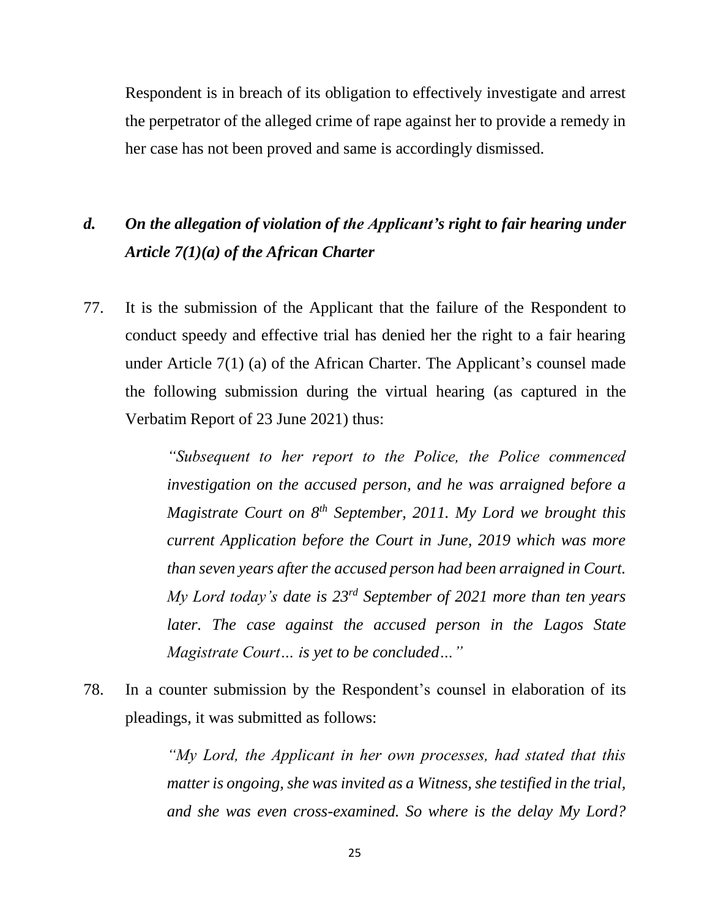Respondent is in breach of its obligation to effectively investigate and arrest the perpetrator of the alleged crime of rape against her to provide a remedy in her case has not been proved and same is accordingly dismissed.

### *d. On the allegation of violation of the Applicant's right to fair hearing under Article 7(1)(a) of the African Charter*

77. It is the submission of the Applicant that the failure of the Respondent to conduct speedy and effective trial has denied her the right to a fair hearing under Article 7(1) (a) of the African Charter. The Applicant's counsel made the following submission during the virtual hearing (as captured in the Verbatim Report of 23 June 2021) thus:

> *"Subsequent to her report to the Police, the Police commenced investigation on the accused person, and he was arraigned before a Magistrate Court on 8th September, 2011. My Lord we brought this current Application before the Court in June, 2019 which was more than seven years after the accused person had been arraigned in Court. My Lord today's date is 23rd September of 2021 more than ten years later. The case against the accused person in the Lagos State Magistrate Court… is yet to be concluded…"*

78. In a counter submission by the Respondent's counsel in elaboration of its pleadings, it was submitted as follows:

> *"My Lord, the Applicant in her own processes, had stated that this matter is ongoing, she was invited as a Witness, she testified in the trial, and she was even cross-examined. So where is the delay My Lord?*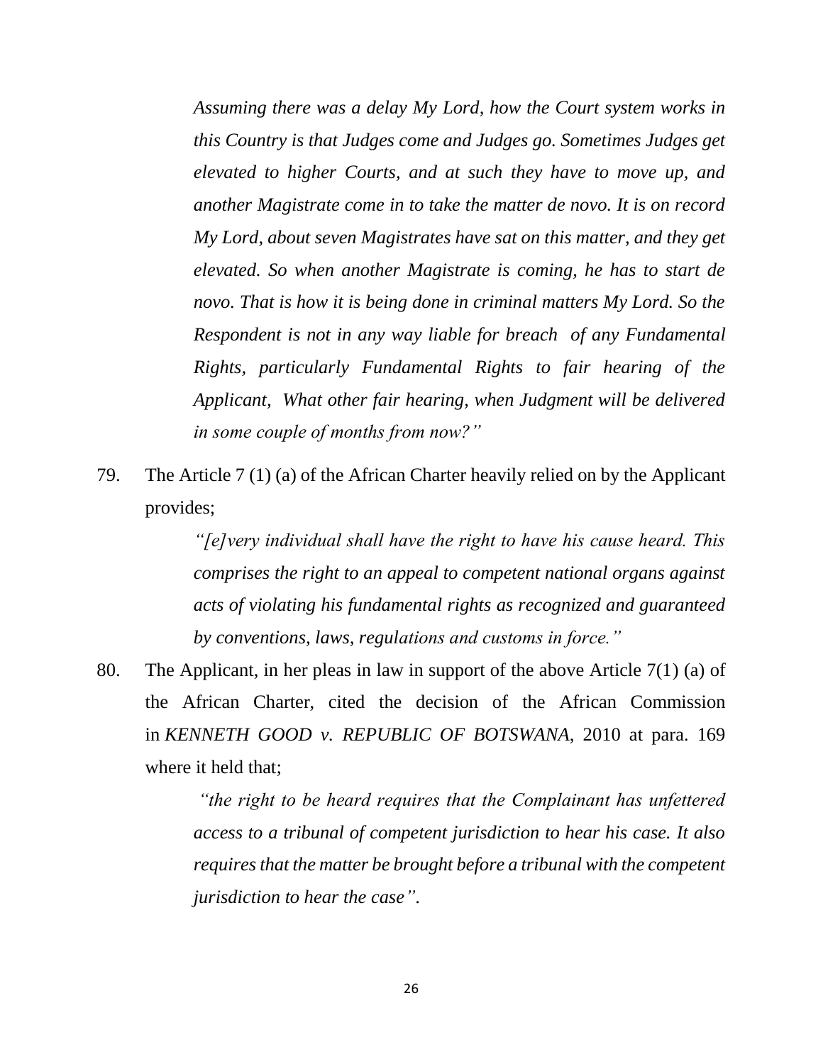*Assuming there was a delay My Lord, how the Court system works in this Country is that Judges come and Judges go. Sometimes Judges get elevated to higher Courts, and at such they have to move up, and another Magistrate come in to take the matter de novo. It is on record My Lord, about seven Magistrates have sat on this matter, and they get elevated. So when another Magistrate is coming, he has to start de novo. That is how it is being done in criminal matters My Lord. So the Respondent is not in any way liable for breach of any Fundamental Rights, particularly Fundamental Rights to fair hearing of the Applicant, What other fair hearing, when Judgment will be delivered in some couple of months from now?"*

79. The Article 7 (1) (a) of the African Charter heavily relied on by the Applicant provides;

> *"[e]very individual shall have the right to have his cause heard. This comprises the right to an appeal to competent national organs against acts of violating his fundamental rights as recognized and guaranteed by conventions, laws, regulations and customs in force."*

80. The Applicant, in her pleas in law in support of the above Article 7(1) (a) of the African Charter, cited the decision of the African Commission in ***KENNETH GOOD v. REPUBLIC OF BOTSWANA***, 2010 at para. 169 where it held that;

> *"the right to be heard requires that the Complainant has unfettered access to a tribunal of competent jurisdiction to hear his case. It also requires that the matter be brought before a tribunal with the competent jurisdiction to hear the case".*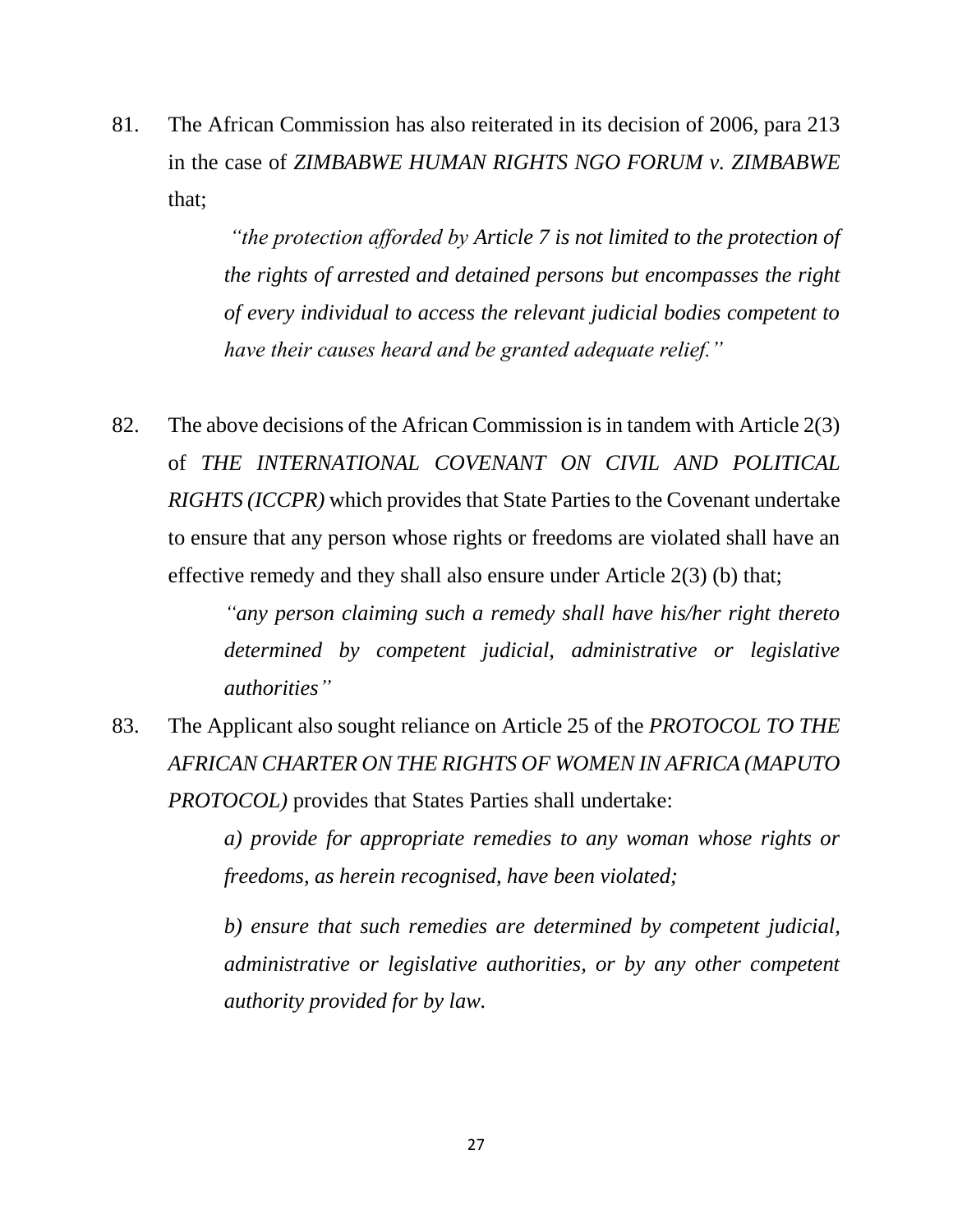81. The African Commission has also reiterated in its decision of 2006, para 213 in the case of *ZIMBABWE HUMAN RIGHTS NGO FORUM v. ZIMBABWE* that;

> *"the protection afforded by Article 7 is not limited to the protection of the rights of arrested and detained persons but encompasses the right of every individual to access the relevant judicial bodies competent to have their causes heard and be granted adequate relief."*

82. The above decisions of the African Commission is in tandem with Article 2(3) of *THE INTERNATIONAL COVENANT ON CIVIL AND POLITICAL RIGHTS (ICCPR)* which provides that State Parties to the Covenant undertake to ensure that any person whose rights or freedoms are violated shall have an effective remedy and they shall also ensure under Article 2(3) (b) that;

> *"any person claiming such a remedy shall have his/her right thereto determined by competent judicial, administrative or legislative authorities"*

83. The Applicant also sought reliance on Article 25 of the *PROTOCOL TO THE AFRICAN CHARTER ON THE RIGHTS OF WOMEN IN AFRICA (MAPUTO PROTOCOL)* provides that States Parties shall undertake:

> *a) provide for appropriate remedies to any woman whose rights or freedoms, as herein recognised, have been violated;*
>
> *b) ensure that such remedies are determined by competent judicial, administrative or legislative authorities, or by any other competent authority provided for by law.*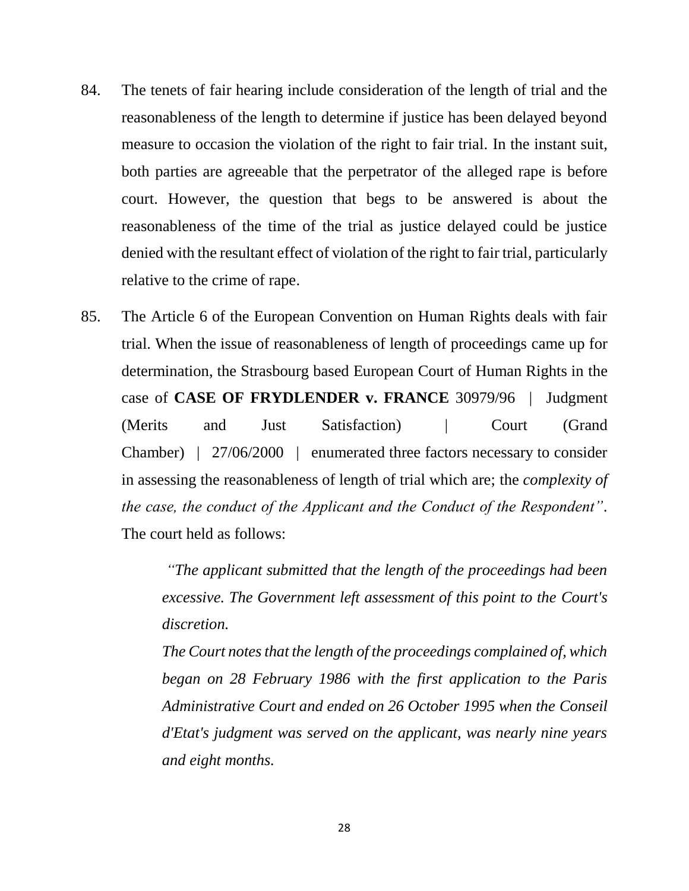84. The tenets of fair hearing include consideration of the length of trial and the reasonableness of the length to determine if justice has been delayed beyond measure to occasion the violation of the right to fair trial. In the instant suit, both parties are agreeable that the perpetrator of the alleged rape is before court. However, the question that begs to be answered is about the reasonableness of the time of the trial as justice delayed could be justice denied with the resultant effect of violation of the right to fair trial, particularly relative to the crime of rape.

85. The Article 6 of the European Convention on Human Rights deals with fair trial. When the issue of reasonableness of length of proceedings came up for determination, the Strasbourg based European Court of Human Rights in the case of **CASE OF FRYDLENDER v. FRANCE** 30979/96 | Judgment (Merits and Just Satisfaction) | Court (Grand Chamber) | 27/06/2000 | enumerated three factors necessary to consider in assessing the reasonableness of length of trial which are; the *complexity of the case, the conduct of the Applicant and the Conduct of the Respondent"*. The court held as follows:

> *"The applicant submitted that the length of the proceedings had been excessive. The Government left assessment of this point to the Court's discretion.*
>
> *The Court notes that the length of the proceedings complained of, which began on 28 February 1986 with the first application to the Paris Administrative Court and ended on 26 October 1995 when the Conseil d'Etat's judgment was served on the applicant, was nearly nine years and eight months.*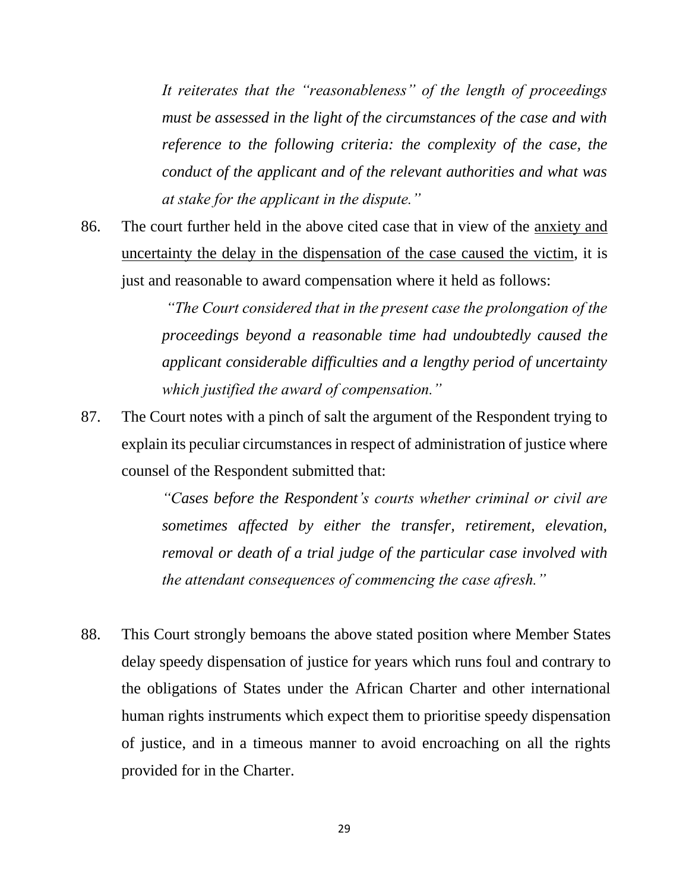> *It reiterates that the "reasonableness" of the length of proceedings must be assessed in the light of the circumstances of the case and with reference to the following criteria: the complexity of the case, the conduct of the applicant and of the relevant authorities and what was at stake for the applicant in the dispute."*

86. The court further held in the above cited case that in view of the <u>anxiety and uncertainty the delay in the dispensation of the case caused the victim</u>, it is just and reasonable to award compensation where it held as follows:

> *"The Court considered that in the present case the prolongation of the proceedings beyond a reasonable time had undoubtedly caused the applicant considerable difficulties and a lengthy period of uncertainty which justified the award of compensation."*

87. The Court notes with a pinch of salt the argument of the Respondent trying to explain its peculiar circumstances in respect of administration of justice where counsel of the Respondent submitted that:

> *"Cases before the Respondent's courts whether criminal or civil are sometimes affected by either the transfer, retirement, elevation, removal or death of a trial judge of the particular case involved with the attendant consequences of commencing the case afresh."*

88. This Court strongly bemoans the above stated position where Member States delay speedy dispensation of justice for years which runs foul and contrary to the obligations of States under the African Charter and other international human rights instruments which expect them to prioritise speedy dispensation of justice, and in a timeous manner to avoid encroaching on all the rights provided for in the Charter.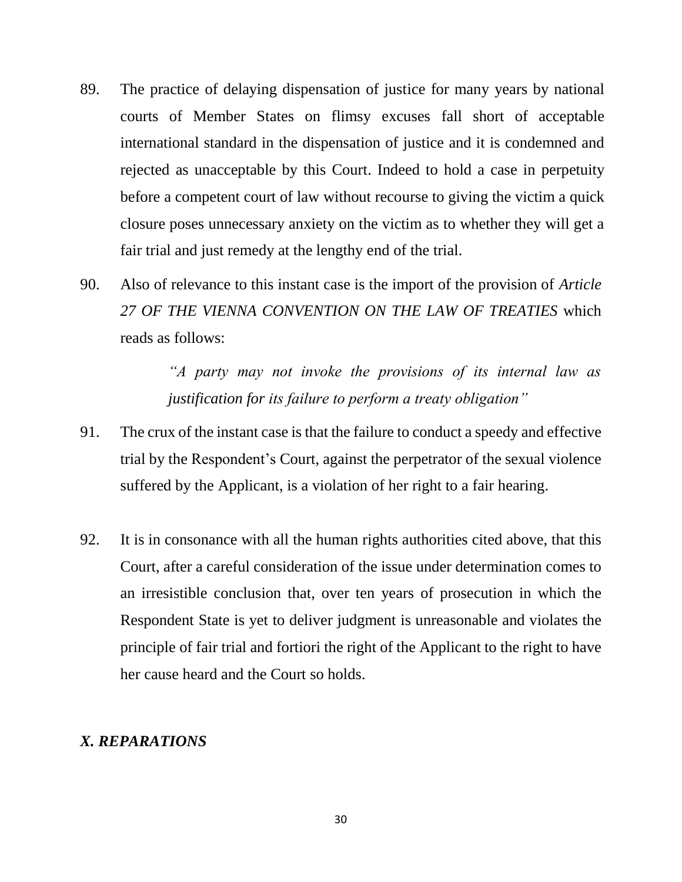89. The practice of delaying dispensation of justice for many years by national courts of Member States on flimsy excuses fall short of acceptable international standard in the dispensation of justice and it is condemned and rejected as unacceptable by this Court. Indeed to hold a case in perpetuity before a competent court of law without recourse to giving the victim a quick closure poses unnecessary anxiety on the victim as to whether they will get a fair trial and just remedy at the lengthy end of the trial.

90. Also of relevance to this instant case is the import of the provision of *Article 27 OF THE VIENNA CONVENTION ON THE LAW OF TREATIES* which reads as follows:

> *"A party may not invoke the provisions of its internal law as justification for its failure to perform a treaty obligation"*

91. The crux of the instant case is that the failure to conduct a speedy and effective trial by the Respondent's Court, against the perpetrator of the sexual violence suffered by the Applicant, is a violation of her right to a fair hearing.

92. It is in consonance with all the human rights authorities cited above, that this Court, after a careful consideration of the issue under determination comes to an irresistible conclusion that, over ten years of prosecution in which the Respondent State is yet to deliver judgment is unreasonable and violates the principle of fair trial and fortiori the right of the Applicant to the right to have her cause heard and the Court so holds.

## *X. REPARATIONS*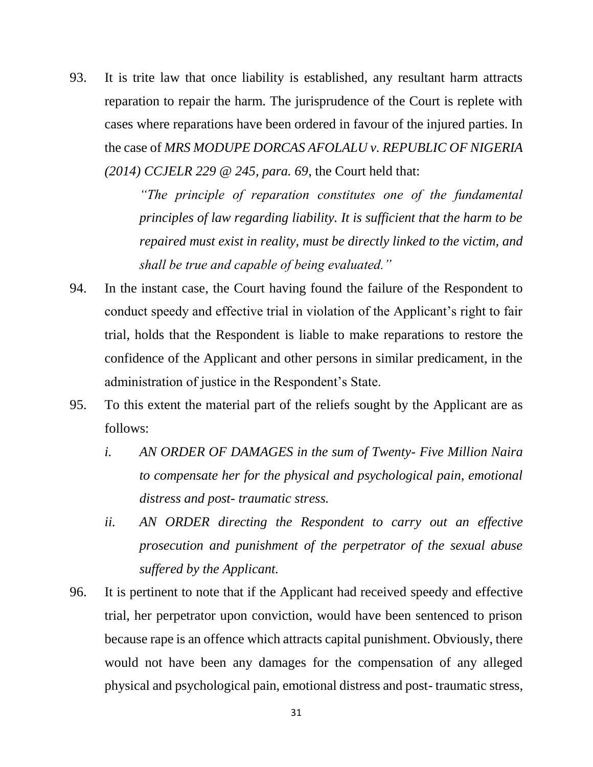93. It is trite law that once liability is established, any resultant harm attracts reparation to repair the harm. The jurisprudence of the Court is replete with cases where reparations have been ordered in favour of the injured parties. In the case of *MRS MODUPE DORCAS AFOLALU v. REPUBLIC OF NIGERIA (2014) CCJELR 229 @ 245, para. 69*, the Court held that:

    *"The principle of reparation constitutes one of the fundamental principles of law regarding liability. It is sufficient that the harm to be repaired must exist in reality, must be directly linked to the victim, and shall be true and capable of being evaluated."*

94. In the instant case, the Court having found the failure of the Respondent to conduct speedy and effective trial in violation of the Applicant's right to fair trial, holds that the Respondent is liable to make reparations to restore the confidence of the Applicant and other persons in similar predicament, in the administration of justice in the Respondent's State.

95. To this extent the material part of the reliefs sought by the Applicant are as follows:

    *i. AN ORDER OF DAMAGES in the sum of Twenty- Five Million Naira to compensate her for the physical and psychological pain, emotional distress and post- traumatic stress.*

    *ii. AN ORDER directing the Respondent to carry out an effective prosecution and punishment of the perpetrator of the sexual abuse suffered by the Applicant.*

96. It is pertinent to note that if the Applicant had received speedy and effective trial, her perpetrator upon conviction, would have been sentenced to prison because rape is an offence which attracts capital punishment. Obviously, there would not have been any damages for the compensation of any alleged physical and psychological pain, emotional distress and post- traumatic stress,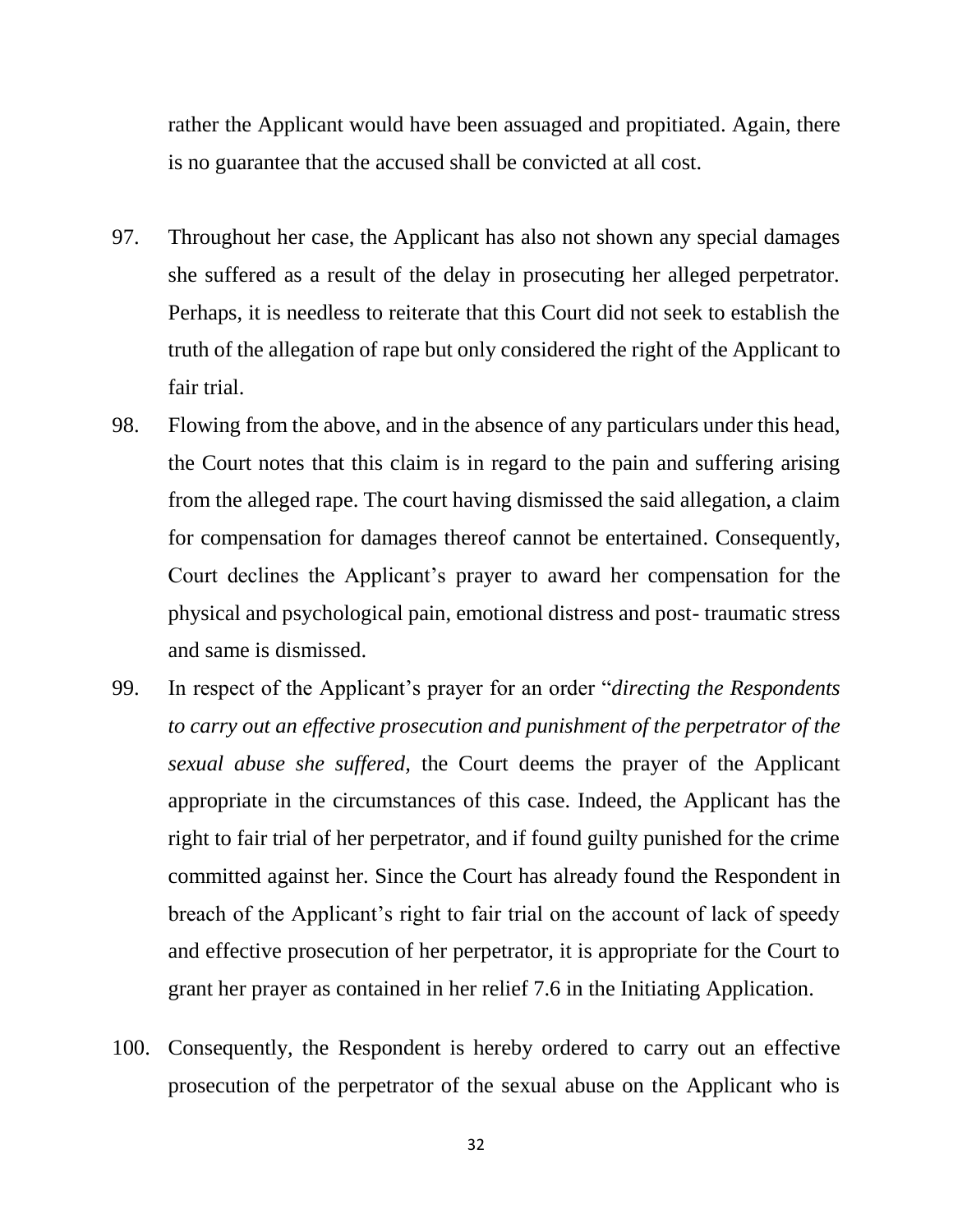rather the Applicant would have been assuaged and propitiated. Again, there is no guarantee that the accused shall be convicted at all cost.

97. Throughout her case, the Applicant has also not shown any special damages she suffered as a result of the delay in prosecuting her alleged perpetrator. Perhaps, it is needless to reiterate that this Court did not seek to establish the truth of the allegation of rape but only considered the right of the Applicant to fair trial.

98. Flowing from the above, and in the absence of any particulars under this head, the Court notes that this claim is in regard to the pain and suffering arising from the alleged rape. The court having dismissed the said allegation, a claim for compensation for damages thereof cannot be entertained. Consequently, Court declines the Applicant's prayer to award her compensation for the physical and psychological pain, emotional distress and post- traumatic stress and same is dismissed.

99. In respect of the Applicant's prayer for an order "*directing the Respondents to carry out an effective prosecution and punishment of the perpetrator of the sexual abuse she suffered,* the Court deems the prayer of the Applicant appropriate in the circumstances of this case. Indeed, the Applicant has the right to fair trial of her perpetrator, and if found guilty punished for the crime committed against her. Since the Court has already found the Respondent in breach of the Applicant's right to fair trial on the account of lack of speedy and effective prosecution of her perpetrator, it is appropriate for the Court to grant her prayer as contained in her relief 7.6 in the Initiating Application.

100. Consequently, the Respondent is hereby ordered to carry out an effective prosecution of the perpetrator of the sexual abuse on the Applicant who is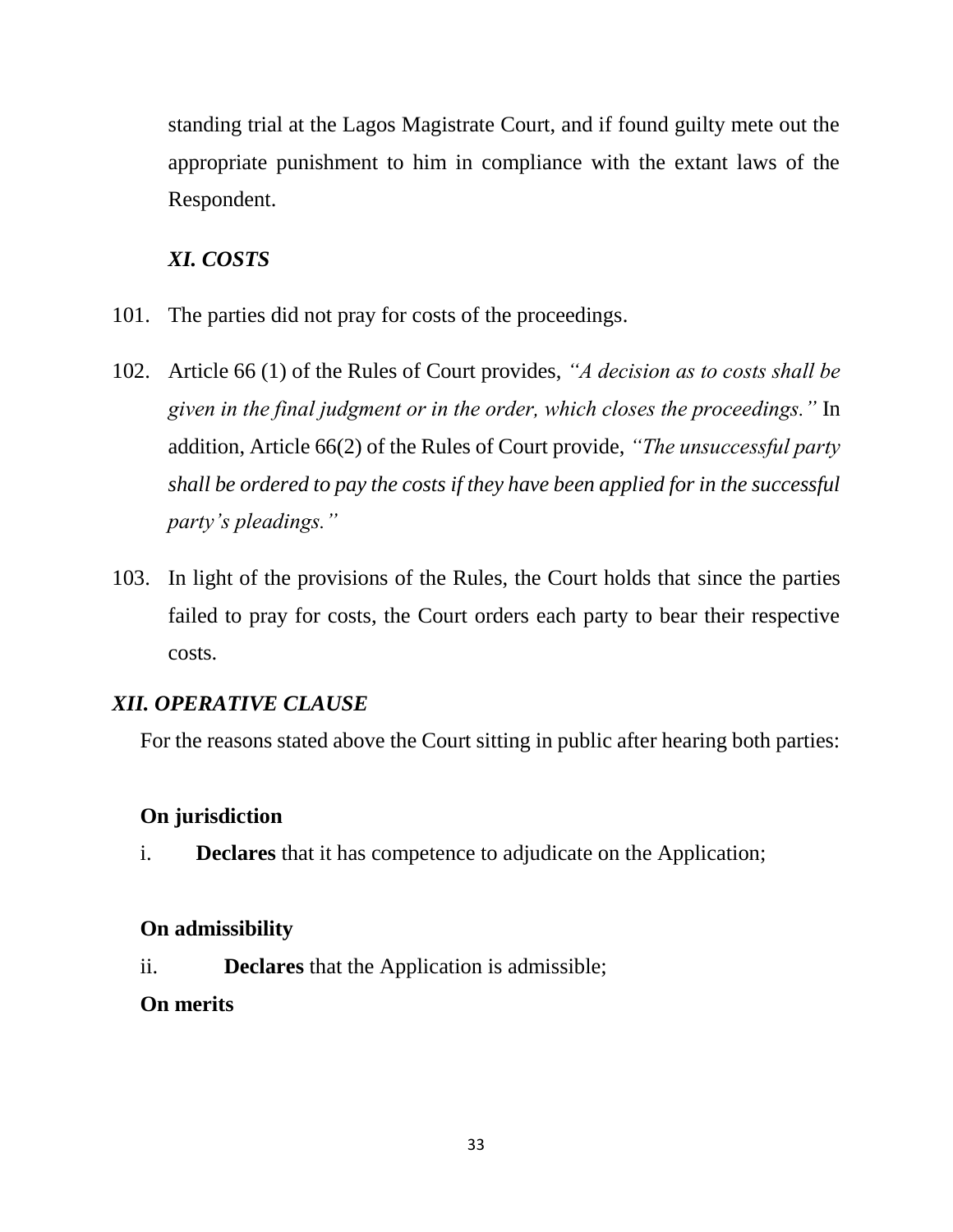standing trial at the Lagos Magistrate Court, and if found guilty mete out the appropriate punishment to him in compliance with the extant laws of the Respondent.

### *XI. COSTS*

101. The parties did not pray for costs of the proceedings.

102. Article 66 (1) of the Rules of Court provides, *"A decision as to costs shall be given in the final judgment or in the order, which closes the proceedings."* In addition, Article 66(2) of the Rules of Court provide, *"The unsuccessful party shall be ordered to pay the costs if they have been applied for in the successful party's pleadings."*

103. In light of the provisions of the Rules, the Court holds that since the parties failed to pray for costs, the Court orders each party to bear their respective costs.

## *XII. OPERATIVE CLAUSE*

For the reasons stated above the Court sitting in public after hearing both parties:

**On jurisdiction**

i. **Declares** that it has competence to adjudicate on the Application;

**On admissibility**

ii. **Declares** that the Application is admissible;

**On merits**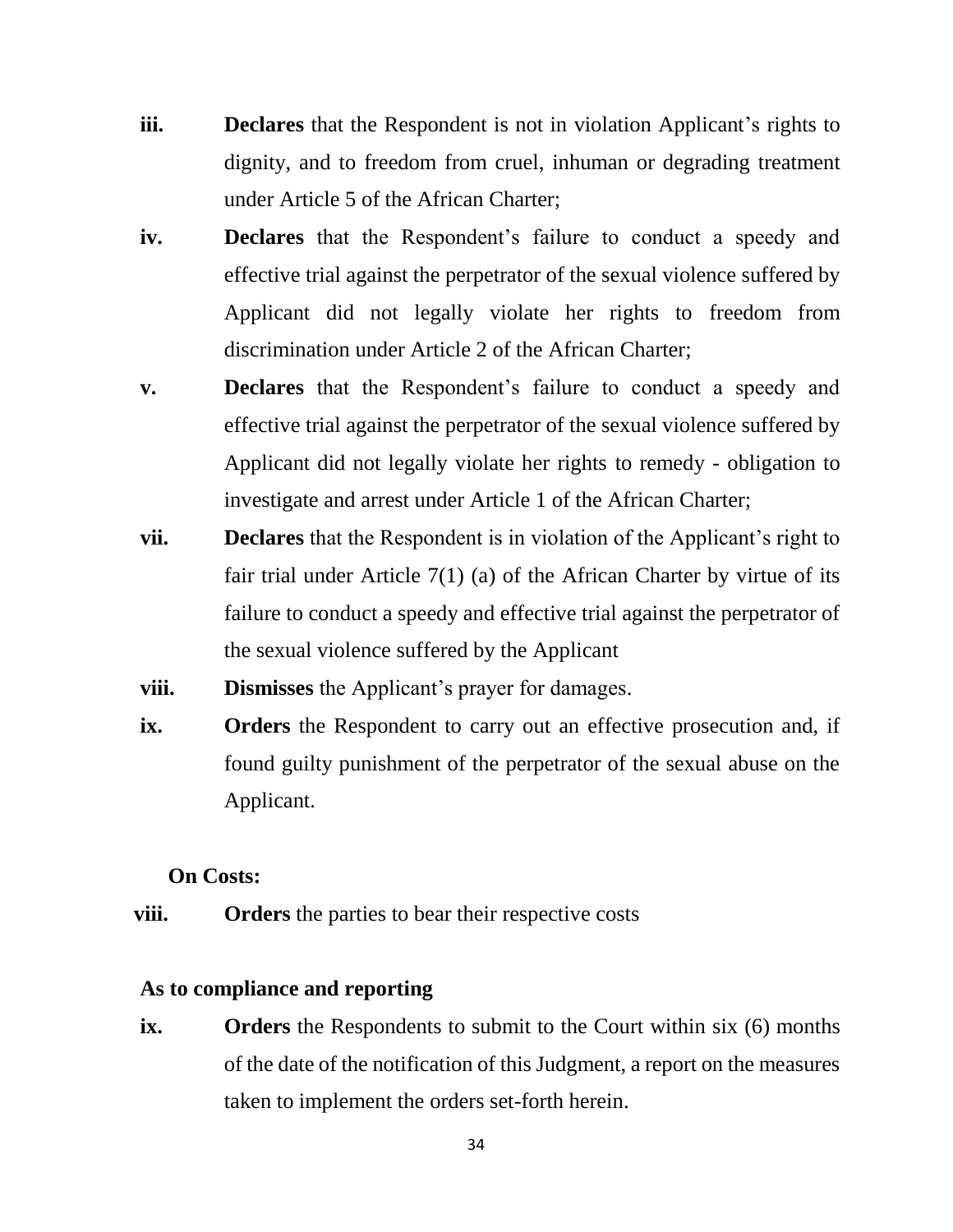**iii.** **Declares** that the Respondent is not in violation Applicant's rights to dignity, and to freedom from cruel, inhuman or degrading treatment under Article 5 of the African Charter;

**iv.** **Declares** that the Respondent's failure to conduct a speedy and effective trial against the perpetrator of the sexual violence suffered by Applicant did not legally violate her rights to freedom from discrimination under Article 2 of the African Charter;

**v.** **Declares** that the Respondent's failure to conduct a speedy and effective trial against the perpetrator of the sexual violence suffered by Applicant did not legally violate her rights to remedy - obligation to investigate and arrest under Article 1 of the African Charter;

**vii.** **Declares** that the Respondent is in violation of the Applicant's right to fair trial under Article 7(1) (a) of the African Charter by virtue of its failure to conduct a speedy and effective trial against the perpetrator of the sexual violence suffered by the Applicant

**viii.** **Dismisses** the Applicant's prayer for damages.

**ix.** **Orders** the Respondent to carry out an effective prosecution and, if found guilty punishment of the perpetrator of the sexual abuse on the Applicant.

**On Costs:**

**viii.** **Orders** the parties to bear their respective costs

**As to compliance and reporting**

**ix.** **Orders** the Respondents to submit to the Court within six (6) months of the date of the notification of this Judgment, a report on the measures taken to implement the orders set-forth herein.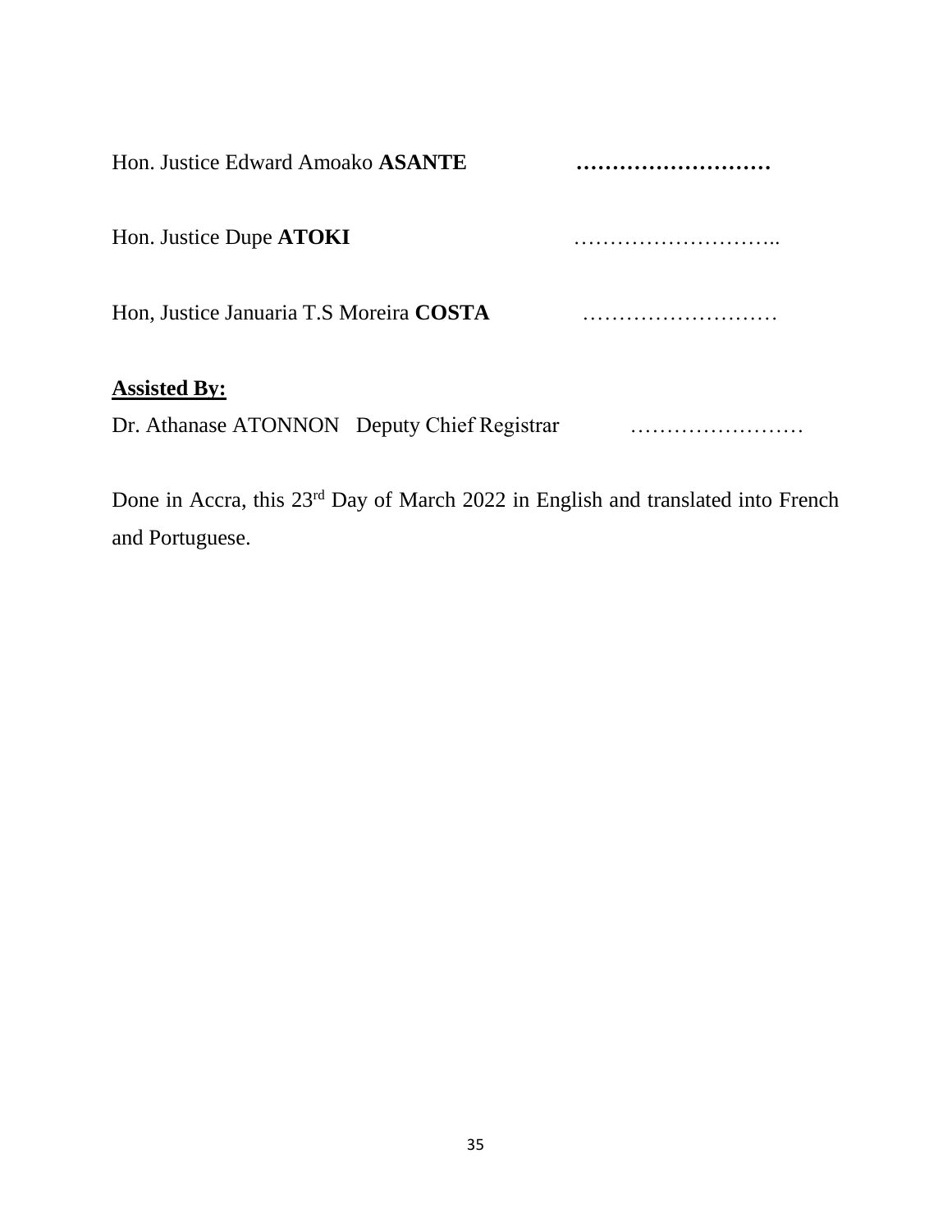Hon. Justice Edward Amoako **ASANTE** **………………………**

Hon. Justice Dupe **ATOKI** ………………………..

Hon, Justice Januaria T.S Moreira **COSTA** ………………………

**<u>Assisted By:</u>**

Dr. Athanase ATONNON Deputy Chief Registrar ……………………

Done in Accra, this 23rd Day of March 2022 in English and translated into French and Portuguese.